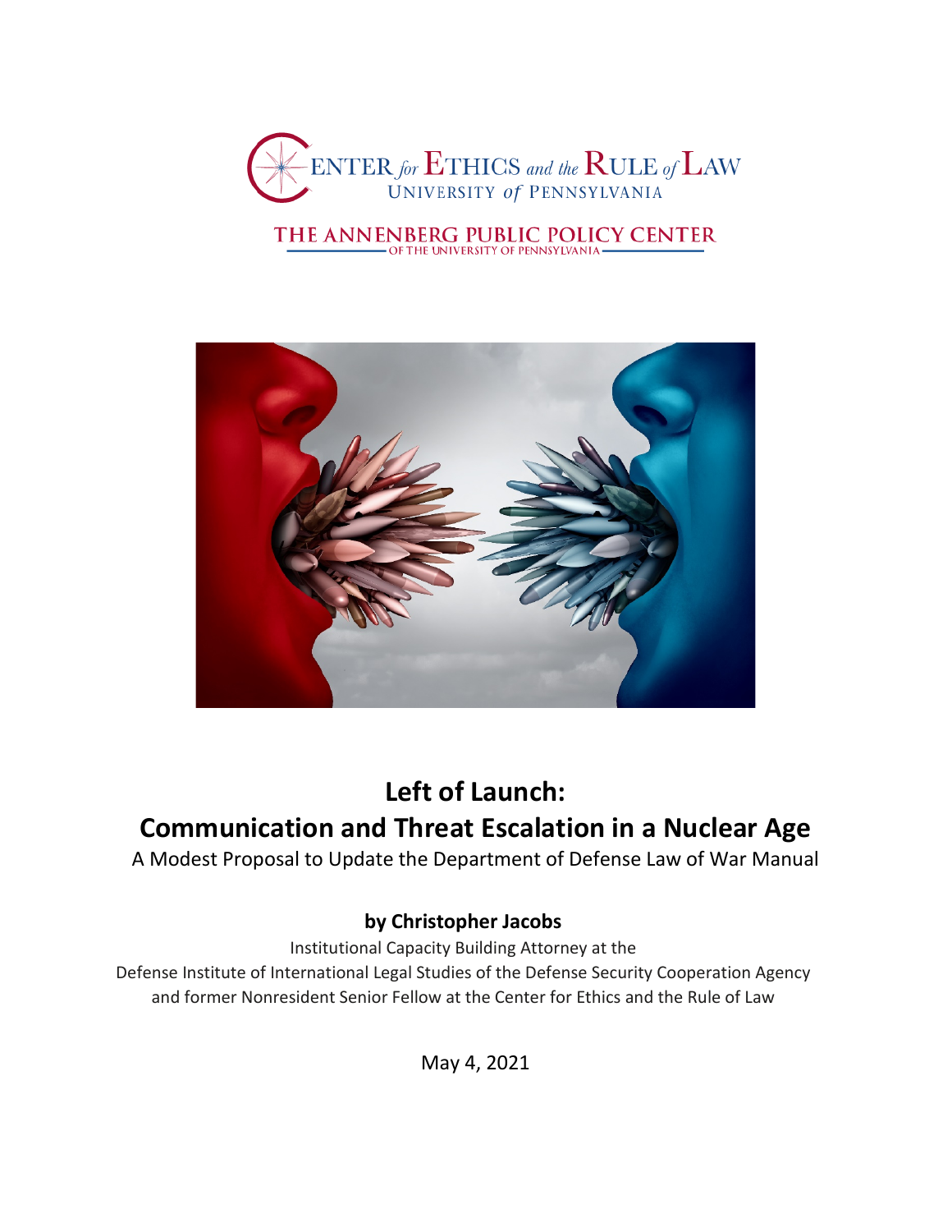CENTER for ETHICS and the RULE of LAW
UNIVERSITY of PENNSYLVANIA

THE ANNENBERG PUBLIC POLICY CENTER
OF THE UNIVERSITY OF PENNSYLVANIA

# Left of Launch: Communication and Threat Escalation in a Nuclear Age

A Modest Proposal to Update the Department of Defense Law of War Manual

**by Christopher Jacobs**

Institutional Capacity Building Attorney at the
Defense Institute of International Legal Studies of the Defense Security Cooperation Agency
and former Nonresident Senior Fellow at the Center for Ethics and the Rule of Law

May 4, 2021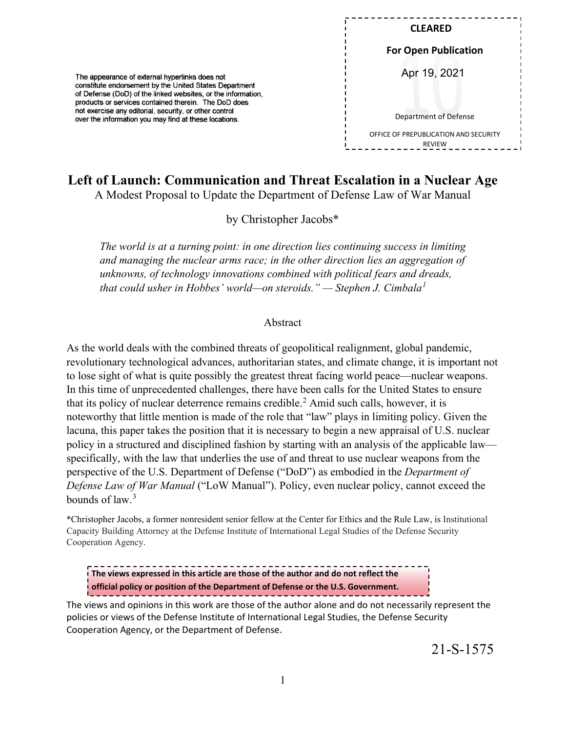The appearance of external hyperlinks does not constitute endorsement by the United States Department of Defense (DoD) of the linked websites, or the information, products or services contained therein. The DoD does not exercise any editorial, security, or other control over the information you may find at these locations.

**CLEARED**

**For Open Publication**

Apr 19, 2021

Department of Defense

OFFICE OF PREPUBLICATION AND SECURITY REVIEW

# Left of Launch: Communication and Threat Escalation in a Nuclear Age

A Modest Proposal to Update the Department of Defense Law of War Manual

by Christopher Jacobs*

*The world is at a turning point: in one direction lies continuing success in limiting and managing the nuclear arms race; in the other direction lies an aggregation of unknowns, of technology innovations combined with political fears and dreads, that could usher in Hobbes' world—on steroids." — Stephen J. Cimbala*[1]

## Abstract

As the world deals with the combined threats of geopolitical realignment, global pandemic, revolutionary technological advances, authoritarian states, and climate change, it is important not to lose sight of what is quite possibly the greatest threat facing world peace—nuclear weapons. In this time of unprecedented challenges, there have been calls for the United States to ensure that its policy of nuclear deterrence remains credible.[2] Amid such calls, however, it is noteworthy that little mention is made of the role that "law" plays in limiting policy. Given the lacuna, this paper takes the position that it is necessary to begin a new appraisal of U.S. nuclear policy in a structured and disciplined fashion by starting with an analysis of the applicable law—specifically, with the law that underlies the use of and threat to use nuclear weapons from the perspective of the U.S. Department of Defense ("DoD") as embodied in the *Department of Defense Law of War Manual* ("LoW Manual"). Policy, even nuclear policy, cannot exceed the bounds of law.[3]

*Christopher Jacobs, a former nonresident senior fellow at the Center for Ethics and the Rule Law, is Institutional Capacity Building Attorney at the Defense Institute of International Legal Studies of the Defense Security Cooperation Agency.

**The views expressed in this article are those of the author and do not reflect the official policy or position of the Department of Defense or the U.S. Government.**

The views and opinions in this work are those of the author alone and do not necessarily represent the policies or views of the Defense Institute of International Legal Studies, the Defense Security Cooperation Agency, or the Department of Defense.

21-S-1575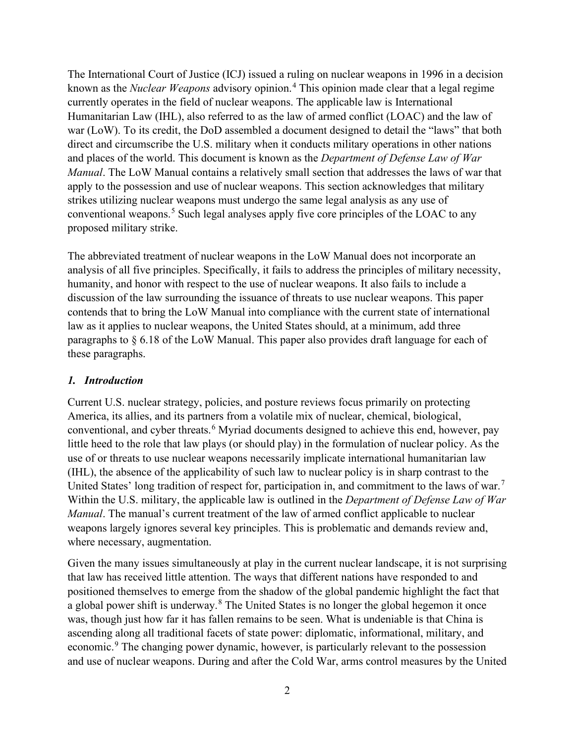The International Court of Justice (ICJ) issued a ruling on nuclear weapons in 1996 in a decision known as the *Nuclear Weapons* advisory opinion.[4] This opinion made clear that a legal regime currently operates in the field of nuclear weapons. The applicable law is International Humanitarian Law (IHL), also referred to as the law of armed conflict (LOAC) and the law of war (LoW). To its credit, the DoD assembled a document designed to detail the "laws" that both direct and circumscribe the U.S. military when it conducts military operations in other nations and places of the world. This document is known as the *Department of Defense Law of War Manual*. The LoW Manual contains a relatively small section that addresses the laws of war that apply to the possession and use of nuclear weapons. This section acknowledges that military strikes utilizing nuclear weapons must undergo the same legal analysis as any use of conventional weapons.[5] Such legal analyses apply five core principles of the LOAC to any proposed military strike.

The abbreviated treatment of nuclear weapons in the LoW Manual does not incorporate an analysis of all five principles. Specifically, it fails to address the principles of military necessity, humanity, and honor with respect to the use of nuclear weapons. It also fails to include a discussion of the law surrounding the issuance of threats to use nuclear weapons. This paper contends that to bring the LoW Manual into compliance with the current state of international law as it applies to nuclear weapons, the United States should, at a minimum, add three paragraphs to § 6.18 of the LoW Manual. This paper also provides draft language for each of these paragraphs.

### *1. Introduction*

Current U.S. nuclear strategy, policies, and posture reviews focus primarily on protecting America, its allies, and its partners from a volatile mix of nuclear, chemical, biological, conventional, and cyber threats.[6] Myriad documents designed to achieve this end, however, pay little heed to the role that law plays (or should play) in the formulation of nuclear policy. As the use of or threats to use nuclear weapons necessarily implicate international humanitarian law (IHL), the absence of the applicability of such law to nuclear policy is in sharp contrast to the United States' long tradition of respect for, participation in, and commitment to the laws of war.[7] Within the U.S. military, the applicable law is outlined in the *Department of Defense Law of War Manual*. The manual's current treatment of the law of armed conflict applicable to nuclear weapons largely ignores several key principles. This is problematic and demands review and, where necessary, augmentation.

Given the many issues simultaneously at play in the current nuclear landscape, it is not surprising that law has received little attention. The ways that different nations have responded to and positioned themselves to emerge from the shadow of the global pandemic highlight the fact that a global power shift is underway.[8] The United States is no longer the global hegemon it once was, though just how far it has fallen remains to be seen. What is undeniable is that China is ascending along all traditional facets of state power: diplomatic, informational, military, and economic.[9] The changing power dynamic, however, is particularly relevant to the possession and use of nuclear weapons. During and after the Cold War, arms control measures by the United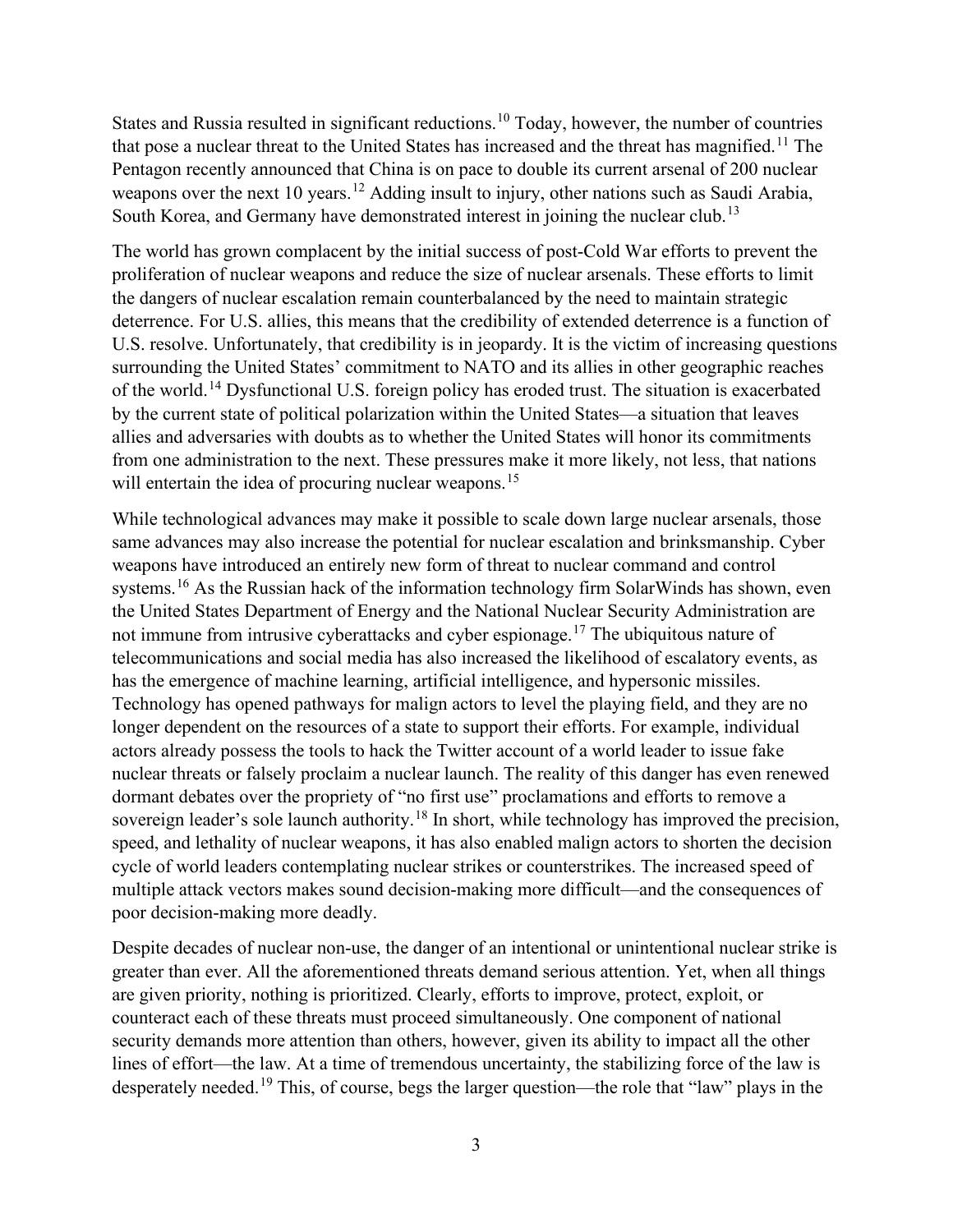States and Russia resulted in significant reductions.[10] Today, however, the number of countries that pose a nuclear threat to the United States has increased and the threat has magnified.[11] The Pentagon recently announced that China is on pace to double its current arsenal of 200 nuclear weapons over the next 10 years.[12] Adding insult to injury, other nations such as Saudi Arabia, South Korea, and Germany have demonstrated interest in joining the nuclear club.[13]

The world has grown complacent by the initial success of post-Cold War efforts to prevent the proliferation of nuclear weapons and reduce the size of nuclear arsenals. These efforts to limit the dangers of nuclear escalation remain counterbalanced by the need to maintain strategic deterrence. For U.S. allies, this means that the credibility of extended deterrence is a function of U.S. resolve. Unfortunately, that credibility is in jeopardy. It is the victim of increasing questions surrounding the United States' commitment to NATO and its allies in other geographic reaches of the world.[14] Dysfunctional U.S. foreign policy has eroded trust. The situation is exacerbated by the current state of political polarization within the United States—a situation that leaves allies and adversaries with doubts as to whether the United States will honor its commitments from one administration to the next. These pressures make it more likely, not less, that nations will entertain the idea of procuring nuclear weapons.[15]

While technological advances may make it possible to scale down large nuclear arsenals, those same advances may also increase the potential for nuclear escalation and brinksmanship. Cyber weapons have introduced an entirely new form of threat to nuclear command and control systems.[16] As the Russian hack of the information technology firm SolarWinds has shown, even the United States Department of Energy and the National Nuclear Security Administration are not immune from intrusive cyberattacks and cyber espionage.[17] The ubiquitous nature of telecommunications and social media has also increased the likelihood of escalatory events, as has the emergence of machine learning, artificial intelligence, and hypersonic missiles. Technology has opened pathways for malign actors to level the playing field, and they are no longer dependent on the resources of a state to support their efforts. For example, individual actors already possess the tools to hack the Twitter account of a world leader to issue fake nuclear threats or falsely proclaim a nuclear launch. The reality of this danger has even renewed dormant debates over the propriety of "no first use" proclamations and efforts to remove a sovereign leader's sole launch authority.[18] In short, while technology has improved the precision, speed, and lethality of nuclear weapons, it has also enabled malign actors to shorten the decision cycle of world leaders contemplating nuclear strikes or counterstrikes. The increased speed of multiple attack vectors makes sound decision-making more difficult—and the consequences of poor decision-making more deadly.

Despite decades of nuclear non-use, the danger of an intentional or unintentional nuclear strike is greater than ever. All the aforementioned threats demand serious attention. Yet, when all things are given priority, nothing is prioritized. Clearly, efforts to improve, protect, exploit, or counteract each of these threats must proceed simultaneously. One component of national security demands more attention than others, however, given its ability to impact all the other lines of effort—the law. At a time of tremendous uncertainty, the stabilizing force of the law is desperately needed.[19] This, of course, begs the larger question—the role that "law" plays in the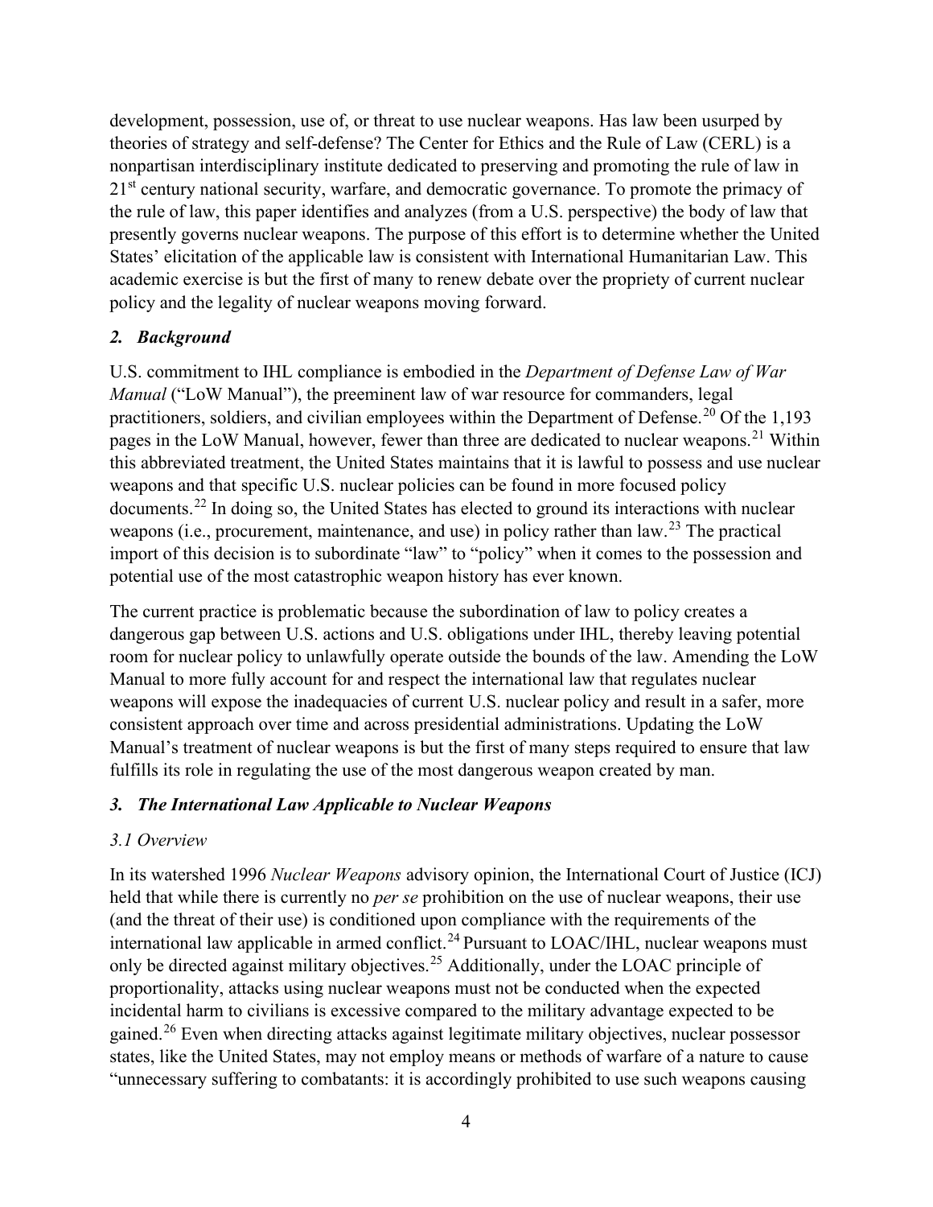development, possession, use of, or threat to use nuclear weapons. Has law been usurped by theories of strategy and self-defense? The Center for Ethics and the Rule of Law (CERL) is a nonpartisan interdisciplinary institute dedicated to preserving and promoting the rule of law in 21st century national security, warfare, and democratic governance. To promote the primacy of the rule of law, this paper identifies and analyzes (from a U.S. perspective) the body of law that presently governs nuclear weapons. The purpose of this effort is to determine whether the United States' elicitation of the applicable law is consistent with International Humanitarian Law. This academic exercise is but the first of many to renew debate over the propriety of current nuclear policy and the legality of nuclear weapons moving forward.

## *2. Background*

U.S. commitment to IHL compliance is embodied in the *Department of Defense Law of War Manual* ("LoW Manual"), the preeminent law of war resource for commanders, legal practitioners, soldiers, and civilian employees within the Department of Defense.[20] Of the 1,193 pages in the LoW Manual, however, fewer than three are dedicated to nuclear weapons.[21] Within this abbreviated treatment, the United States maintains that it is lawful to possess and use nuclear weapons and that specific U.S. nuclear policies can be found in more focused policy documents.[22] In doing so, the United States has elected to ground its interactions with nuclear weapons (i.e., procurement, maintenance, and use) in policy rather than law.[23] The practical import of this decision is to subordinate "law" to "policy" when it comes to the possession and potential use of the most catastrophic weapon history has ever known.

The current practice is problematic because the subordination of law to policy creates a dangerous gap between U.S. actions and U.S. obligations under IHL, thereby leaving potential room for nuclear policy to unlawfully operate outside the bounds of the law. Amending the LoW Manual to more fully account for and respect the international law that regulates nuclear weapons will expose the inadequacies of current U.S. nuclear policy and result in a safer, more consistent approach over time and across presidential administrations. Updating the LoW Manual's treatment of nuclear weapons is but the first of many steps required to ensure that law fulfills its role in regulating the use of the most dangerous weapon created by man.

## *3. The International Law Applicable to Nuclear Weapons*

### *3.1 Overview*

In its watershed 1996 *Nuclear Weapons* advisory opinion, the International Court of Justice (ICJ) held that while there is currently no *per se* prohibition on the use of nuclear weapons, their use (and the threat of their use) is conditioned upon compliance with the requirements of the international law applicable in armed conflict.[24] Pursuant to LOAC/IHL, nuclear weapons must only be directed against military objectives.[25] Additionally, under the LOAC principle of proportionality, attacks using nuclear weapons must not be conducted when the expected incidental harm to civilians is excessive compared to the military advantage expected to be gained.[26] Even when directing attacks against legitimate military objectives, nuclear possessor states, like the United States, may not employ means or methods of warfare of a nature to cause "unnecessary suffering to combatants: it is accordingly prohibited to use such weapons causing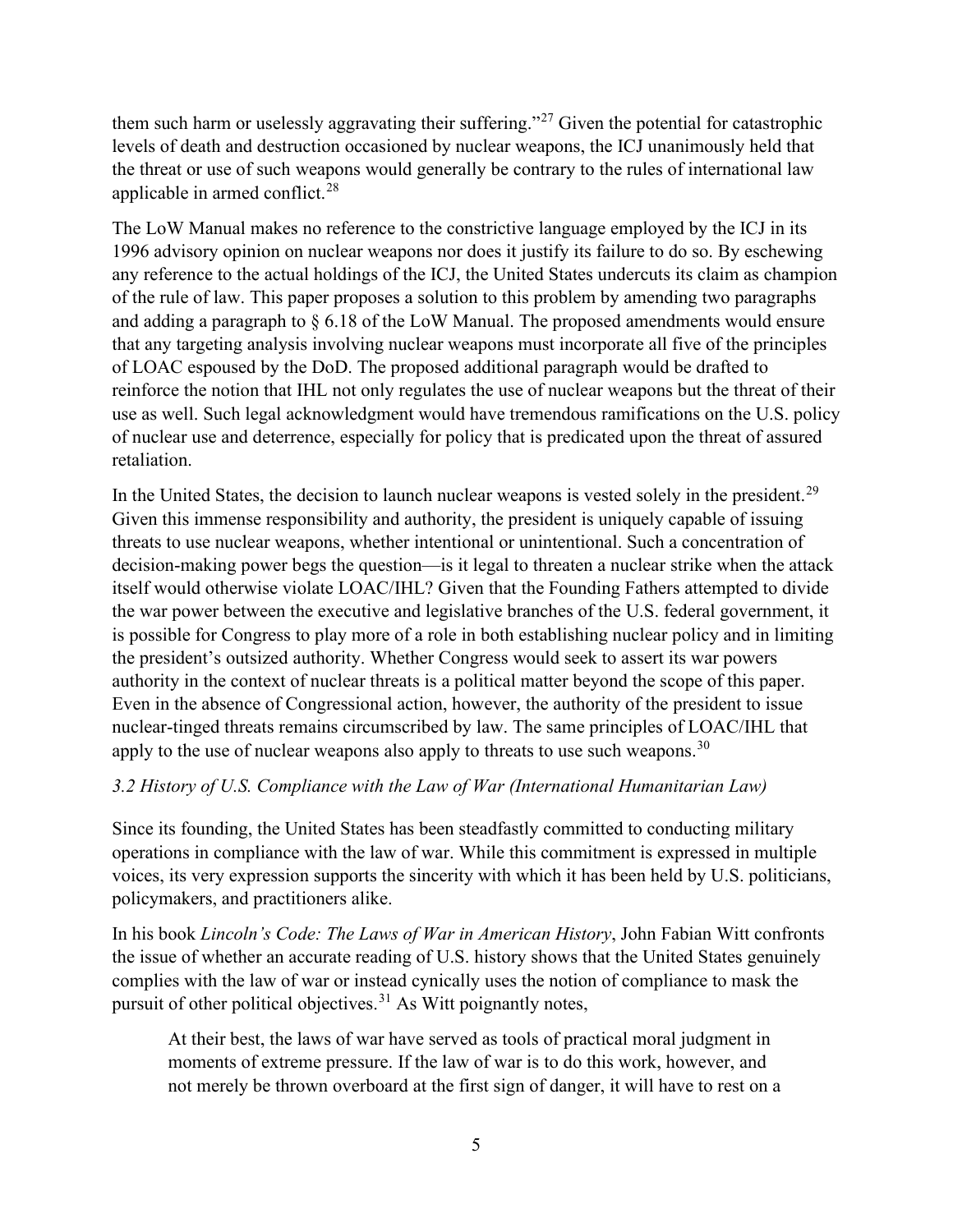them such harm or uselessly aggravating their suffering."[27] Given the potential for catastrophic levels of death and destruction occasioned by nuclear weapons, the ICJ unanimously held that the threat or use of such weapons would generally be contrary to the rules of international law applicable in armed conflict.[28]

The LoW Manual makes no reference to the constrictive language employed by the ICJ in its 1996 advisory opinion on nuclear weapons nor does it justify its failure to do so. By eschewing any reference to the actual holdings of the ICJ, the United States undercuts its claim as champion of the rule of law. This paper proposes a solution to this problem by amending two paragraphs and adding a paragraph to § 6.18 of the LoW Manual. The proposed amendments would ensure that any targeting analysis involving nuclear weapons must incorporate all five of the principles of LOAC espoused by the DoD. The proposed additional paragraph would be drafted to reinforce the notion that IHL not only regulates the use of nuclear weapons but the threat of their use as well. Such legal acknowledgment would have tremendous ramifications on the U.S. policy of nuclear use and deterrence, especially for policy that is predicated upon the threat of assured retaliation.

In the United States, the decision to launch nuclear weapons is vested solely in the president.[29] Given this immense responsibility and authority, the president is uniquely capable of issuing threats to use nuclear weapons, whether intentional or unintentional. Such a concentration of decision-making power begs the question—is it legal to threaten a nuclear strike when the attack itself would otherwise violate LOAC/IHL? Given that the Founding Fathers attempted to divide the war power between the executive and legislative branches of the U.S. federal government, it is possible for Congress to play more of a role in both establishing nuclear policy and in limiting the president's outsized authority. Whether Congress would seek to assert its war powers authority in the context of nuclear threats is a political matter beyond the scope of this paper. Even in the absence of Congressional action, however, the authority of the president to issue nuclear-tinged threats remains circumscribed by law. The same principles of LOAC/IHL that apply to the use of nuclear weapons also apply to threats to use such weapons.[30]

### *3.2 History of U.S. Compliance with the Law of War (International Humanitarian Law)*

Since its founding, the United States has been steadfastly committed to conducting military operations in compliance with the law of war. While this commitment is expressed in multiple voices, its very expression supports the sincerity with which it has been held by U.S. politicians, policymakers, and practitioners alike.

In his book *Lincoln's Code: The Laws of War in American History*, John Fabian Witt confronts the issue of whether an accurate reading of U.S. history shows that the United States genuinely complies with the law of war or instead cynically uses the notion of compliance to mask the pursuit of other political objectives.[31] As Witt poignantly notes,

> At their best, the laws of war have served as tools of practical moral judgment in moments of extreme pressure. If the law of war is to do this work, however, and not merely be thrown overboard at the first sign of danger, it will have to rest on a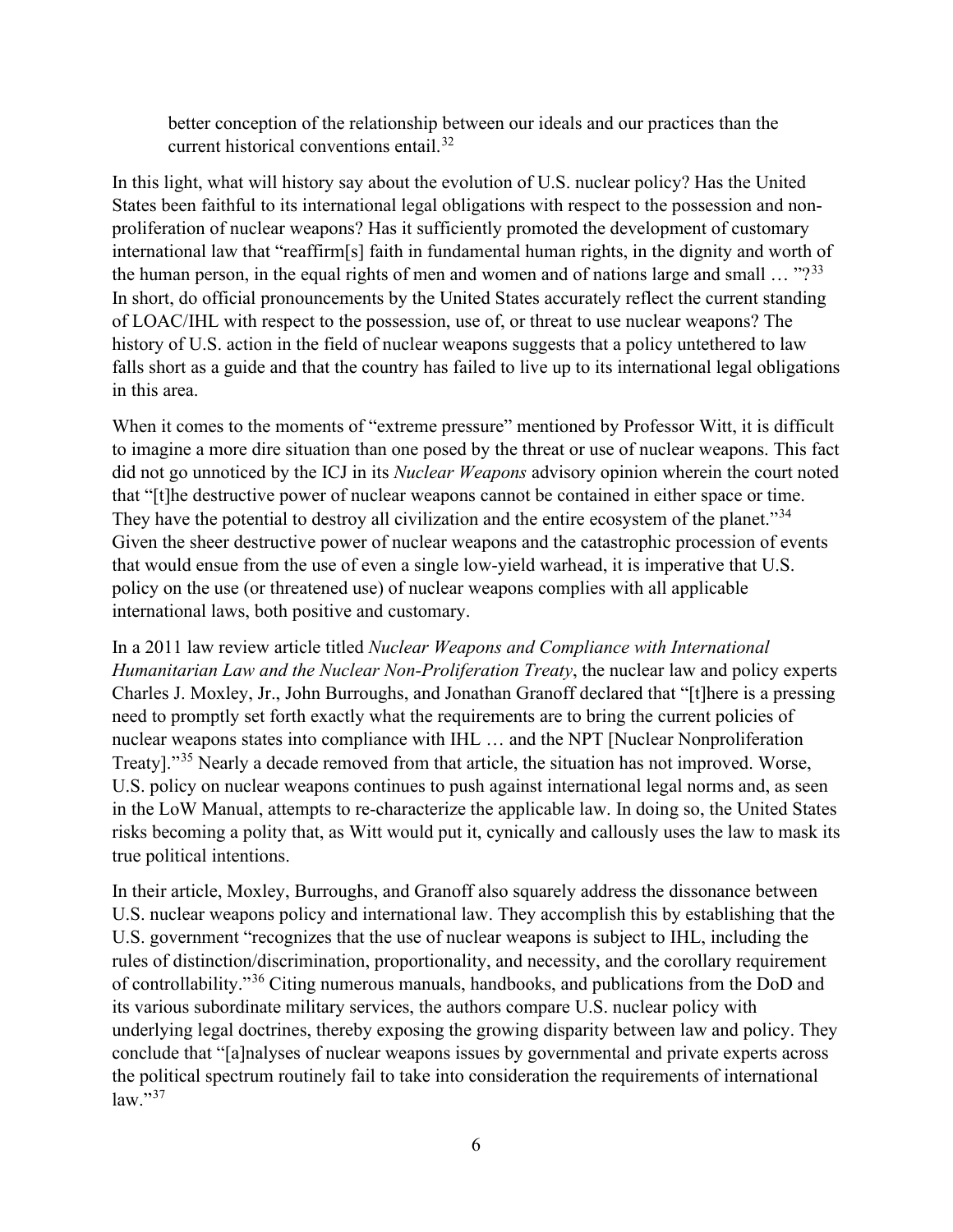> better conception of the relationship between our ideals and our practices than the current historical conventions entail.[32]

In this light, what will history say about the evolution of U.S. nuclear policy? Has the United States been faithful to its international legal obligations with respect to the possession and non-proliferation of nuclear weapons? Has it sufficiently promoted the development of customary international law that "reaffirm[s] faith in fundamental human rights, in the dignity and worth of the human person, in the equal rights of men and women and of nations large and small … "?[33] In short, do official pronouncements by the United States accurately reflect the current standing of LOAC/IHL with respect to the possession, use of, or threat to use nuclear weapons? The history of U.S. action in the field of nuclear weapons suggests that a policy untethered to law falls short as a guide and that the country has failed to live up to its international legal obligations in this area.

When it comes to the moments of "extreme pressure" mentioned by Professor Witt, it is difficult to imagine a more dire situation than one posed by the threat or use of nuclear weapons. This fact did not go unnoticed by the ICJ in its *Nuclear Weapons* advisory opinion wherein the court noted that "[t]he destructive power of nuclear weapons cannot be contained in either space or time. They have the potential to destroy all civilization and the entire ecosystem of the planet."[34] Given the sheer destructive power of nuclear weapons and the catastrophic procession of events that would ensue from the use of even a single low-yield warhead, it is imperative that U.S. policy on the use (or threatened use) of nuclear weapons complies with all applicable international laws, both positive and customary.

In a 2011 law review article titled *Nuclear Weapons and Compliance with International Humanitarian Law and the Nuclear Non-Proliferation Treaty*, the nuclear law and policy experts Charles J. Moxley, Jr., John Burroughs, and Jonathan Granoff declared that "[t]here is a pressing need to promptly set forth exactly what the requirements are to bring the current policies of nuclear weapons states into compliance with IHL … and the NPT [Nuclear Nonproliferation Treaty]."[35] Nearly a decade removed from that article, the situation has not improved. Worse, U.S. policy on nuclear weapons continues to push against international legal norms and, as seen in the LoW Manual, attempts to re-characterize the applicable law. In doing so, the United States risks becoming a polity that, as Witt would put it, cynically and callously uses the law to mask its true political intentions.

In their article, Moxley, Burroughs, and Granoff also squarely address the dissonance between U.S. nuclear weapons policy and international law. They accomplish this by establishing that the U.S. government "recognizes that the use of nuclear weapons is subject to IHL, including the rules of distinction/discrimination, proportionality, and necessity, and the corollary requirement of controllability."[36] Citing numerous manuals, handbooks, and publications from the DoD and its various subordinate military services, the authors compare U.S. nuclear policy with underlying legal doctrines, thereby exposing the growing disparity between law and policy. They conclude that "[a]nalyses of nuclear weapons issues by governmental and private experts across the political spectrum routinely fail to take into consideration the requirements of international law."[37]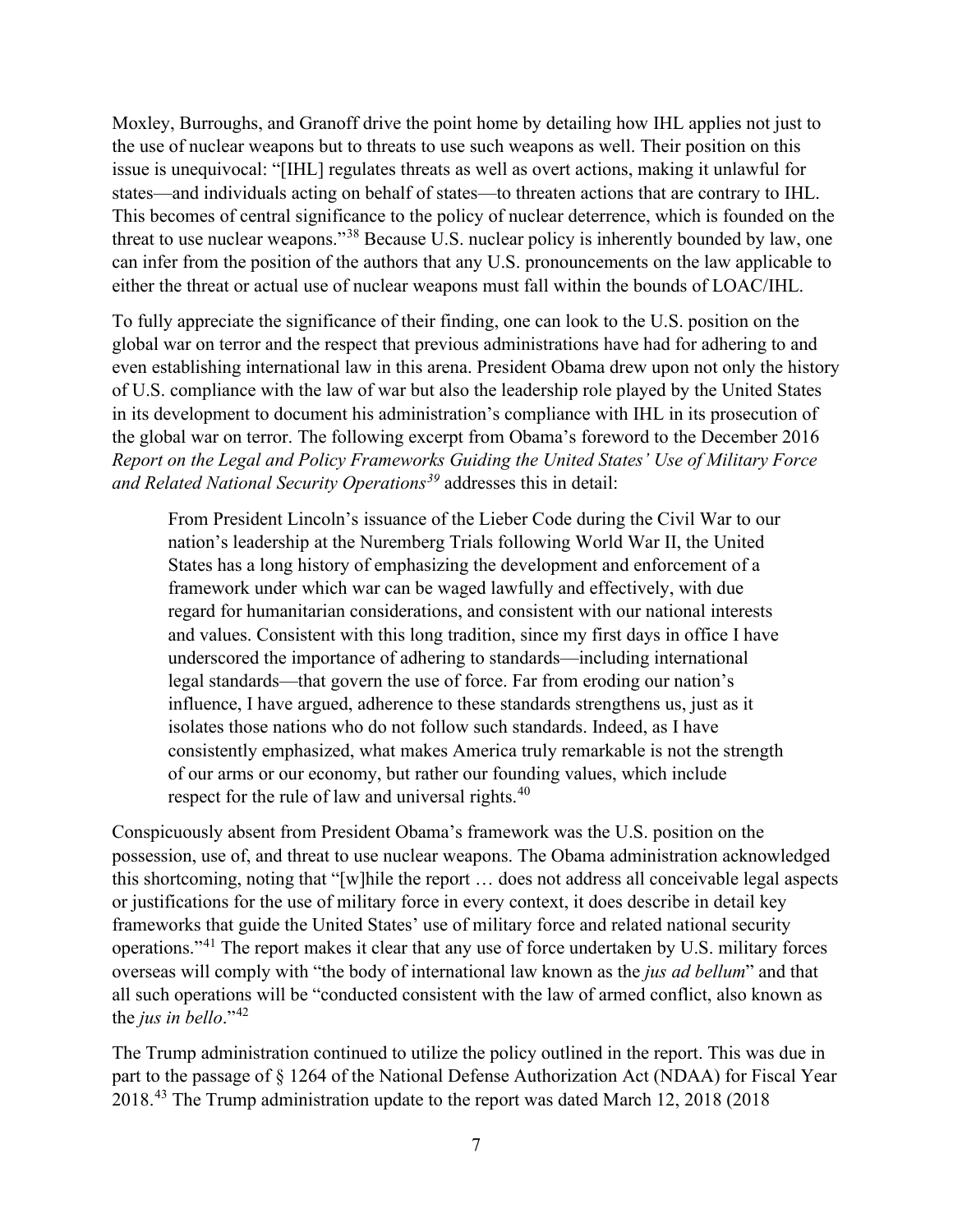Moxley, Burroughs, and Granoff drive the point home by detailing how IHL applies not just to the use of nuclear weapons but to threats to use such weapons as well. Their position on this issue is unequivocal: "[IHL] regulates threats as well as overt actions, making it unlawful for states—and individuals acting on behalf of states—to threaten actions that are contrary to IHL. This becomes of central significance to the policy of nuclear deterrence, which is founded on the threat to use nuclear weapons."[38] Because U.S. nuclear policy is inherently bounded by law, one can infer from the position of the authors that any U.S. pronouncements on the law applicable to either the threat or actual use of nuclear weapons must fall within the bounds of LOAC/IHL.

To fully appreciate the significance of their finding, one can look to the U.S. position on the global war on terror and the respect that previous administrations have had for adhering to and even establishing international law in this arena. President Obama drew upon not only the history of U.S. compliance with the law of war but also the leadership role played by the United States in its development to document his administration's compliance with IHL in its prosecution of the global war on terror. The following excerpt from Obama's foreword to the December 2016 *Report on the Legal and Policy Frameworks Guiding the United States' Use of Military Force and Related National Security Operations*[39] addresses this in detail:

> From President Lincoln's issuance of the Lieber Code during the Civil War to our nation's leadership at the Nuremberg Trials following World War II, the United States has a long history of emphasizing the development and enforcement of a framework under which war can be waged lawfully and effectively, with due regard for humanitarian considerations, and consistent with our national interests and values. Consistent with this long tradition, since my first days in office I have underscored the importance of adhering to standards—including international legal standards—that govern the use of force. Far from eroding our nation's influence, I have argued, adherence to these standards strengthens us, just as it isolates those nations who do not follow such standards. Indeed, as I have consistently emphasized, what makes America truly remarkable is not the strength of our arms or our economy, but rather our founding values, which include respect for the rule of law and universal rights.[40]

Conspicuously absent from President Obama's framework was the U.S. position on the possession, use of, and threat to use nuclear weapons. The Obama administration acknowledged this shortcoming, noting that "[w]hile the report … does not address all conceivable legal aspects or justifications for the use of military force in every context, it does describe in detail key frameworks that guide the United States' use of military force and related national security operations."[41] The report makes it clear that any use of force undertaken by U.S. military forces overseas will comply with "the body of international law known as the *jus ad bellum*" and that all such operations will be "conducted consistent with the law of armed conflict, also known as the *jus in bello*."[42]

The Trump administration continued to utilize the policy outlined in the report. This was due in part to the passage of § 1264 of the National Defense Authorization Act (NDAA) for Fiscal Year 2018.[43] The Trump administration update to the report was dated March 12, 2018 (2018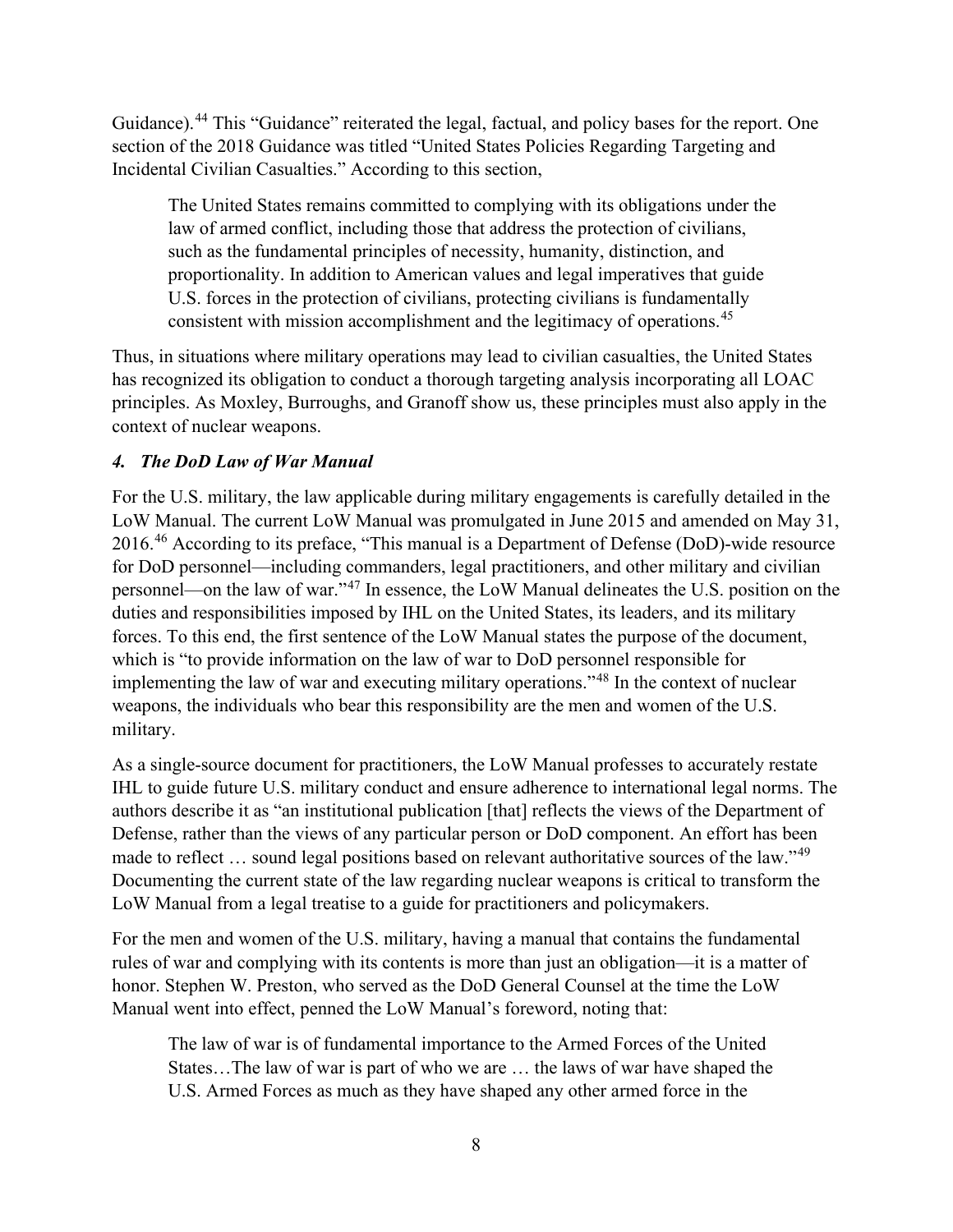Guidance).[44] This "Guidance" reiterated the legal, factual, and policy bases for the report. One section of the 2018 Guidance was titled "United States Policies Regarding Targeting and Incidental Civilian Casualties." According to this section,

> The United States remains committed to complying with its obligations under the law of armed conflict, including those that address the protection of civilians, such as the fundamental principles of necessity, humanity, distinction, and proportionality. In addition to American values and legal imperatives that guide U.S. forces in the protection of civilians, protecting civilians is fundamentally consistent with mission accomplishment and the legitimacy of operations.[45]

Thus, in situations where military operations may lead to civilian casualties, the United States has recognized its obligation to conduct a thorough targeting analysis incorporating all LOAC principles. As Moxley, Burroughs, and Granoff show us, these principles must also apply in the context of nuclear weapons.

#### *4. The DoD Law of War Manual*

For the U.S. military, the law applicable during military engagements is carefully detailed in the LoW Manual. The current LoW Manual was promulgated in June 2015 and amended on May 31, 2016.[46] According to its preface, "This manual is a Department of Defense (DoD)-wide resource for DoD personnel—including commanders, legal practitioners, and other military and civilian personnel—on the law of war."[47] In essence, the LoW Manual delineates the U.S. position on the duties and responsibilities imposed by IHL on the United States, its leaders, and its military forces. To this end, the first sentence of the LoW Manual states the purpose of the document, which is "to provide information on the law of war to DoD personnel responsible for implementing the law of war and executing military operations."[48] In the context of nuclear weapons, the individuals who bear this responsibility are the men and women of the U.S. military.

As a single-source document for practitioners, the LoW Manual professes to accurately restate IHL to guide future U.S. military conduct and ensure adherence to international legal norms. The authors describe it as "an institutional publication [that] reflects the views of the Department of Defense, rather than the views of any particular person or DoD component. An effort has been made to reflect … sound legal positions based on relevant authoritative sources of the law."[49] Documenting the current state of the law regarding nuclear weapons is critical to transform the LoW Manual from a legal treatise to a guide for practitioners and policymakers.

For the men and women of the U.S. military, having a manual that contains the fundamental rules of war and complying with its contents is more than just an obligation—it is a matter of honor. Stephen W. Preston, who served as the DoD General Counsel at the time the LoW Manual went into effect, penned the LoW Manual's foreword, noting that:

> The law of war is of fundamental importance to the Armed Forces of the United States…The law of war is part of who we are … the laws of war have shaped the U.S. Armed Forces as much as they have shaped any other armed force in the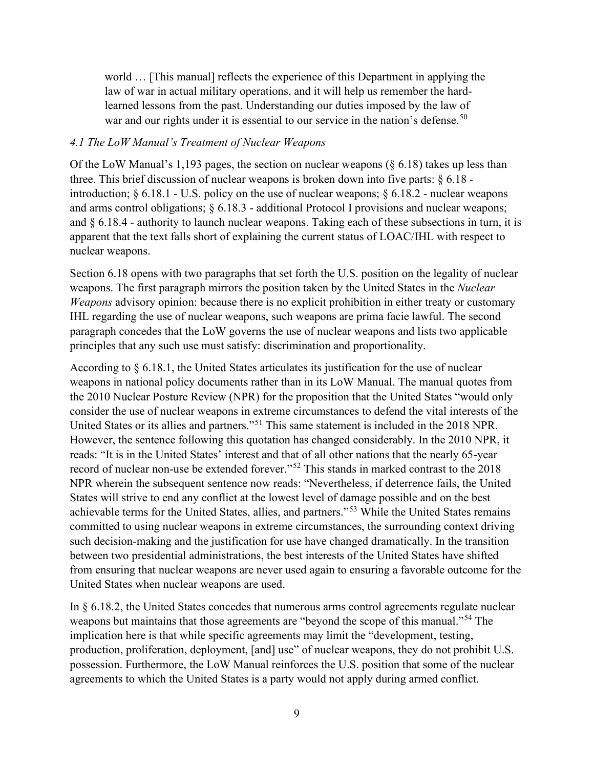> world … [This manual] reflects the experience of this Department in applying the law of war in actual military operations, and it will help us remember the hard-learned lessons from the past. Understanding our duties imposed by the law of war and our rights under it is essential to our service in the nation's defense.[50]

### *4.1 The LoW Manual's Treatment of Nuclear Weapons*

Of the LoW Manual's 1,193 pages, the section on nuclear weapons (§ 6.18) takes up less than three. This brief discussion of nuclear weapons is broken down into five parts: § 6.18 - introduction; § 6.18.1 - U.S. policy on the use of nuclear weapons; § 6.18.2 - nuclear weapons and arms control obligations; § 6.18.3 - additional Protocol I provisions and nuclear weapons; and § 6.18.4 - authority to launch nuclear weapons. Taking each of these subsections in turn, it is apparent that the text falls short of explaining the current status of LOAC/IHL with respect to nuclear weapons.

Section 6.18 opens with two paragraphs that set forth the U.S. position on the legality of nuclear weapons. The first paragraph mirrors the position taken by the United States in the *Nuclear Weapons* advisory opinion: because there is no explicit prohibition in either treaty or customary IHL regarding the use of nuclear weapons, such weapons are prima facie lawful. The second paragraph concedes that the LoW governs the use of nuclear weapons and lists two applicable principles that any such use must satisfy: discrimination and proportionality.

According to § 6.18.1, the United States articulates its justification for the use of nuclear weapons in national policy documents rather than in its LoW Manual. The manual quotes from the 2010 Nuclear Posture Review (NPR) for the proposition that the United States "would only consider the use of nuclear weapons in extreme circumstances to defend the vital interests of the United States or its allies and partners."[51] This same statement is included in the 2018 NPR. However, the sentence following this quotation has changed considerably. In the 2010 NPR, it reads: "It is in the United States' interest and that of all other nations that the nearly 65-year record of nuclear non-use be extended forever."[52] This stands in marked contrast to the 2018 NPR wherein the subsequent sentence now reads: "Nevertheless, if deterrence fails, the United States will strive to end any conflict at the lowest level of damage possible and on the best achievable terms for the United States, allies, and partners."[53] While the United States remains committed to using nuclear weapons in extreme circumstances, the surrounding context driving such decision-making and the justification for use have changed dramatically. In the transition between two presidential administrations, the best interests of the United States have shifted from ensuring that nuclear weapons are never used again to ensuring a favorable outcome for the United States when nuclear weapons are used.

In § 6.18.2, the United States concedes that numerous arms control agreements regulate nuclear weapons but maintains that those agreements are "beyond the scope of this manual."[54] The implication here is that while specific agreements may limit the "development, testing, production, proliferation, deployment, [and] use" of nuclear weapons, they do not prohibit U.S. possession. Furthermore, the LoW Manual reinforces the U.S. position that some of the nuclear agreements to which the United States is a party would not apply during armed conflict.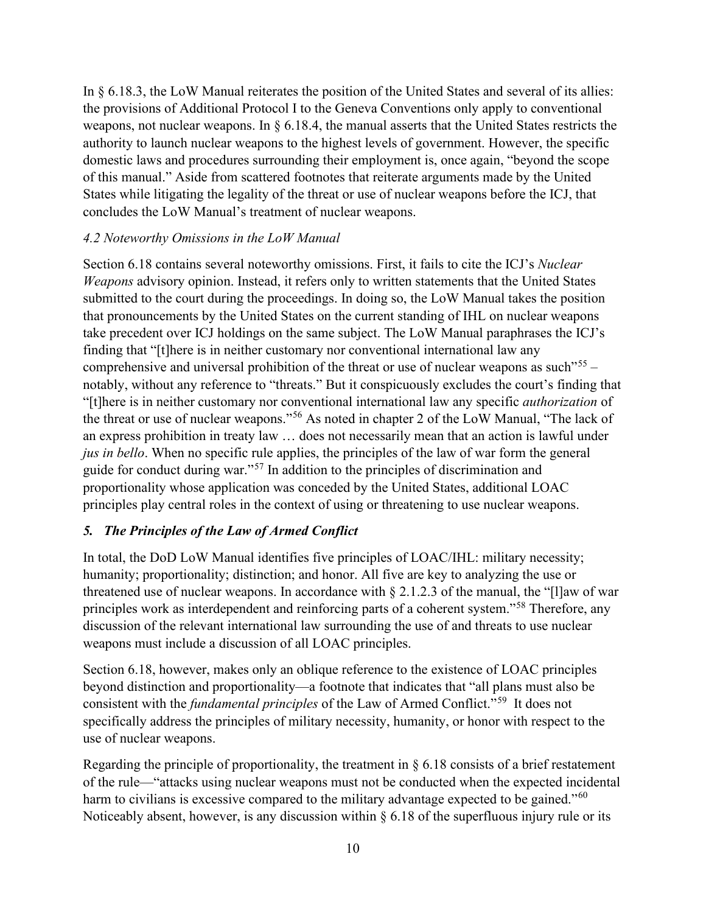In § 6.18.3, the LoW Manual reiterates the position of the United States and several of its allies: the provisions of Additional Protocol I to the Geneva Conventions only apply to conventional weapons, not nuclear weapons. In § 6.18.4, the manual asserts that the United States restricts the authority to launch nuclear weapons to the highest levels of government. However, the specific domestic laws and procedures surrounding their employment is, once again, "beyond the scope of this manual." Aside from scattered footnotes that reiterate arguments made by the United States while litigating the legality of the threat or use of nuclear weapons before the ICJ, that concludes the LoW Manual's treatment of nuclear weapons.

### *4.2 Noteworthy Omissions in the LoW Manual*

Section 6.18 contains several noteworthy omissions. First, it fails to cite the ICJ's *Nuclear Weapons* advisory opinion. Instead, it refers only to written statements that the United States submitted to the court during the proceedings. In doing so, the LoW Manual takes the position that pronouncements by the United States on the current standing of IHL on nuclear weapons take precedent over ICJ holdings on the same subject. The LoW Manual paraphrases the ICJ's finding that "[t]here is in neither customary nor conventional international law any comprehensive and universal prohibition of the threat or use of nuclear weapons as such"[55] – notably, without any reference to "threats." But it conspicuously excludes the court's finding that "[t]here is in neither customary nor conventional international law any specific *authorization* of the threat or use of nuclear weapons."[56] As noted in chapter 2 of the LoW Manual, "The lack of an express prohibition in treaty law … does not necessarily mean that an action is lawful under *jus in bello*. When no specific rule applies, the principles of the law of war form the general guide for conduct during war."[57] In addition to the principles of discrimination and proportionality whose application was conceded by the United States, additional LOAC principles play central roles in the context of using or threatening to use nuclear weapons.

## ***5. The Principles of the Law of Armed Conflict***

In total, the DoD LoW Manual identifies five principles of LOAC/IHL: military necessity; humanity; proportionality; distinction; and honor. All five are key to analyzing the use or threatened use of nuclear weapons. In accordance with § 2.1.2.3 of the manual, the "[l]aw of war principles work as interdependent and reinforcing parts of a coherent system."[58] Therefore, any discussion of the relevant international law surrounding the use of and threats to use nuclear weapons must include a discussion of all LOAC principles.

Section 6.18, however, makes only an oblique reference to the existence of LOAC principles beyond distinction and proportionality—a footnote that indicates that "all plans must also be consistent with the *fundamental principles* of the Law of Armed Conflict."[59] It does not specifically address the principles of military necessity, humanity, or honor with respect to the use of nuclear weapons.

Regarding the principle of proportionality, the treatment in § 6.18 consists of a brief restatement of the rule—"attacks using nuclear weapons must not be conducted when the expected incidental harm to civilians is excessive compared to the military advantage expected to be gained."[60] Noticeably absent, however, is any discussion within § 6.18 of the superfluous injury rule or its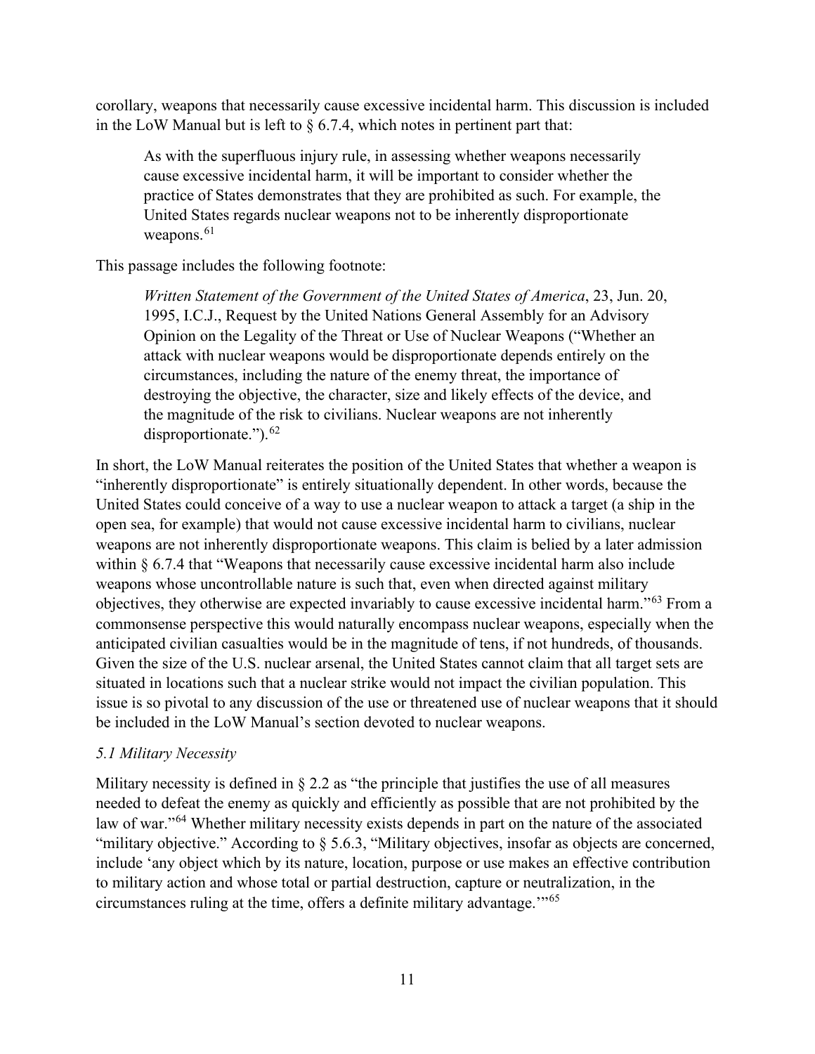corollary, weapons that necessarily cause excessive incidental harm. This discussion is included in the LoW Manual but is left to § 6.7.4, which notes in pertinent part that:

> As with the superfluous injury rule, in assessing whether weapons necessarily cause excessive incidental harm, it will be important to consider whether the practice of States demonstrates that they are prohibited as such. For example, the United States regards nuclear weapons not to be inherently disproportionate weapons.[61]

This passage includes the following footnote:

> *Written Statement of the Government of the United States of America*, 23, Jun. 20, 1995, I.C.J., Request by the United Nations General Assembly for an Advisory Opinion on the Legality of the Threat or Use of Nuclear Weapons ("Whether an attack with nuclear weapons would be disproportionate depends entirely on the circumstances, including the nature of the enemy threat, the importance of destroying the objective, the character, size and likely effects of the device, and the magnitude of the risk to civilians. Nuclear weapons are not inherently disproportionate.").[62]

In short, the LoW Manual reiterates the position of the United States that whether a weapon is "inherently disproportionate" is entirely situationally dependent. In other words, because the United States could conceive of a way to use a nuclear weapon to attack a target (a ship in the open sea, for example) that would not cause excessive incidental harm to civilians, nuclear weapons are not inherently disproportionate weapons. This claim is belied by a later admission within § 6.7.4 that "Weapons that necessarily cause excessive incidental harm also include weapons whose uncontrollable nature is such that, even when directed against military objectives, they otherwise are expected invariably to cause excessive incidental harm."[63] From a commonsense perspective this would naturally encompass nuclear weapons, especially when the anticipated civilian casualties would be in the magnitude of tens, if not hundreds, of thousands. Given the size of the U.S. nuclear arsenal, the United States cannot claim that all target sets are situated in locations such that a nuclear strike would not impact the civilian population. This issue is so pivotal to any discussion of the use or threatened use of nuclear weapons that it should be included in the LoW Manual's section devoted to nuclear weapons.

### *5.1 Military Necessity*

Military necessity is defined in § 2.2 as "the principle that justifies the use of all measures needed to defeat the enemy as quickly and efficiently as possible that are not prohibited by the law of war."[64] Whether military necessity exists depends in part on the nature of the associated "military objective." According to § 5.6.3, "Military objectives, insofar as objects are concerned, include 'any object which by its nature, location, purpose or use makes an effective contribution to military action and whose total or partial destruction, capture or neutralization, in the circumstances ruling at the time, offers a definite military advantage.'"[65]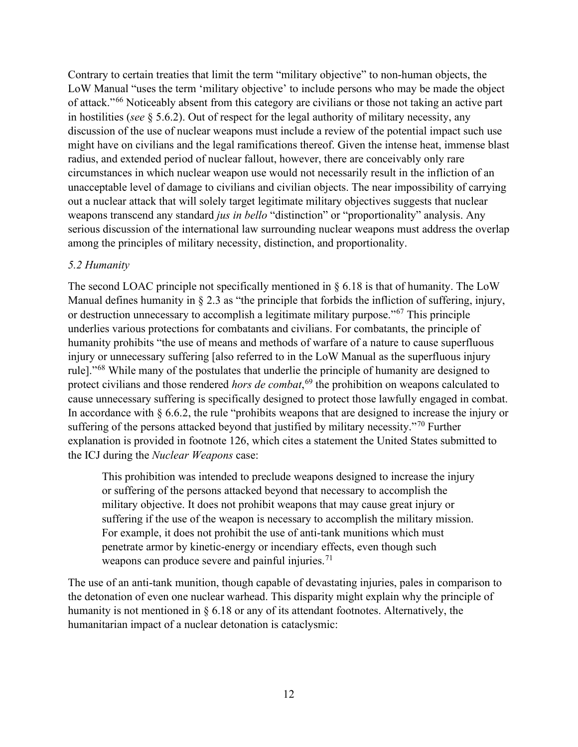Contrary to certain treaties that limit the term "military objective" to non-human objects, the LoW Manual "uses the term 'military objective' to include persons who may be made the object of attack."[66] Noticeably absent from this category are civilians or those not taking an active part in hostilities (*see* § 5.6.2). Out of respect for the legal authority of military necessity, any discussion of the use of nuclear weapons must include a review of the potential impact such use might have on civilians and the legal ramifications thereof. Given the intense heat, immense blast radius, and extended period of nuclear fallout, however, there are conceivably only rare circumstances in which nuclear weapon use would not necessarily result in the infliction of an unacceptable level of damage to civilians and civilian objects. The near impossibility of carrying out a nuclear attack that will solely target legitimate military objectives suggests that nuclear weapons transcend any standard *jus in bello* "distinction" or "proportionality" analysis. Any serious discussion of the international law surrounding nuclear weapons must address the overlap among the principles of military necessity, distinction, and proportionality.

*5.2 Humanity*

The second LOAC principle not specifically mentioned in § 6.18 is that of humanity. The LoW Manual defines humanity in § 2.3 as "the principle that forbids the infliction of suffering, injury, or destruction unnecessary to accomplish a legitimate military purpose."[67] This principle underlies various protections for combatants and civilians. For combatants, the principle of humanity prohibits "the use of means and methods of warfare of a nature to cause superfluous injury or unnecessary suffering [also referred to in the LoW Manual as the superfluous injury rule]."[68] While many of the postulates that underlie the principle of humanity are designed to protect civilians and those rendered *hors de combat*,[69] the prohibition on weapons calculated to cause unnecessary suffering is specifically designed to protect those lawfully engaged in combat. In accordance with § 6.6.2, the rule "prohibits weapons that are designed to increase the injury or suffering of the persons attacked beyond that justified by military necessity."[70] Further explanation is provided in footnote 126, which cites a statement the United States submitted to the ICJ during the *Nuclear Weapons* case:

> This prohibition was intended to preclude weapons designed to increase the injury or suffering of the persons attacked beyond that necessary to accomplish the military objective. It does not prohibit weapons that may cause great injury or suffering if the use of the weapon is necessary to accomplish the military mission. For example, it does not prohibit the use of anti-tank munitions which must penetrate armor by kinetic-energy or incendiary effects, even though such weapons can produce severe and painful injuries.[71]

The use of an anti-tank munition, though capable of devastating injuries, pales in comparison to the detonation of even one nuclear warhead. This disparity might explain why the principle of humanity is not mentioned in § 6.18 or any of its attendant footnotes. Alternatively, the humanitarian impact of a nuclear detonation is cataclysmic: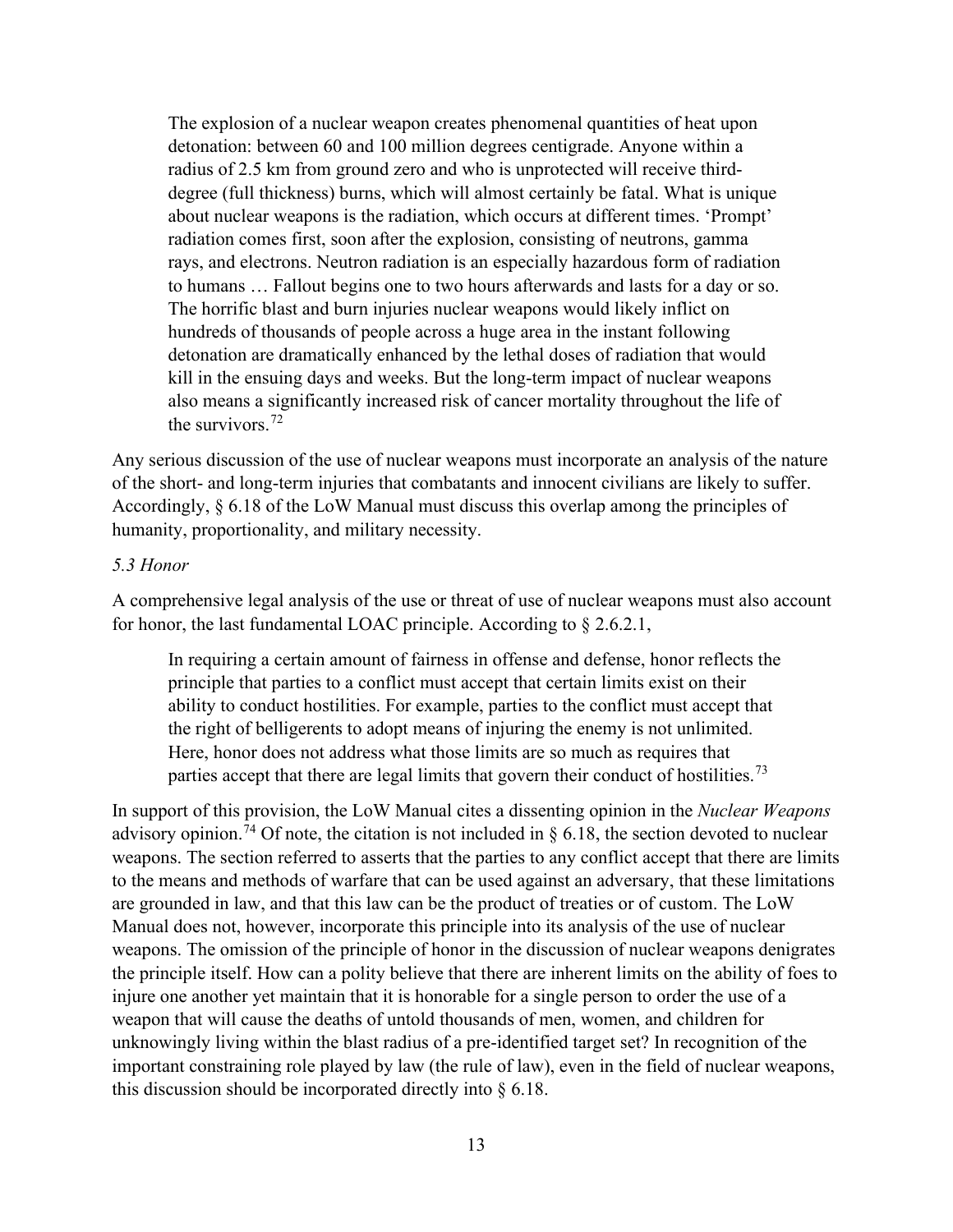> The explosion of a nuclear weapon creates phenomenal quantities of heat upon detonation: between 60 and 100 million degrees centigrade. Anyone within a radius of 2.5 km from ground zero and who is unprotected will receive third-degree (full thickness) burns, which will almost certainly be fatal. What is unique about nuclear weapons is the radiation, which occurs at different times. 'Prompt' radiation comes first, soon after the explosion, consisting of neutrons, gamma rays, and electrons. Neutron radiation is an especially hazardous form of radiation to humans … Fallout begins one to two hours afterwards and lasts for a day or so. The horrific blast and burn injuries nuclear weapons would likely inflict on hundreds of thousands of people across a huge area in the instant following detonation are dramatically enhanced by the lethal doses of radiation that would kill in the ensuing days and weeks. But the long-term impact of nuclear weapons also means a significantly increased risk of cancer mortality throughout the life of the survivors.[72]

Any serious discussion of the use of nuclear weapons must incorporate an analysis of the nature of the short- and long-term injuries that combatants and innocent civilians are likely to suffer. Accordingly, § 6.18 of the LoW Manual must discuss this overlap among the principles of humanity, proportionality, and military necessity.

*5.3 Honor*

A comprehensive legal analysis of the use or threat of use of nuclear weapons must also account for honor, the last fundamental LOAC principle. According to § 2.6.2.1,

> In requiring a certain amount of fairness in offense and defense, honor reflects the principle that parties to a conflict must accept that certain limits exist on their ability to conduct hostilities. For example, parties to the conflict must accept that the right of belligerents to adopt means of injuring the enemy is not unlimited. Here, honor does not address what those limits are so much as requires that parties accept that there are legal limits that govern their conduct of hostilities.[73]

In support of this provision, the LoW Manual cites a dissenting opinion in the *Nuclear Weapons* advisory opinion.[74] Of note, the citation is not included in § 6.18, the section devoted to nuclear weapons. The section referred to asserts that the parties to any conflict accept that there are limits to the means and methods of warfare that can be used against an adversary, that these limitations are grounded in law, and that this law can be the product of treaties or of custom. The LoW Manual does not, however, incorporate this principle into its analysis of the use of nuclear weapons. The omission of the principle of honor in the discussion of nuclear weapons denigrates the principle itself. How can a polity believe that there are inherent limits on the ability of foes to injure one another yet maintain that it is honorable for a single person to order the use of a weapon that will cause the deaths of untold thousands of men, women, and children for unknowingly living within the blast radius of a pre-identified target set? In recognition of the important constraining role played by law (the rule of law), even in the field of nuclear weapons, this discussion should be incorporated directly into § 6.18.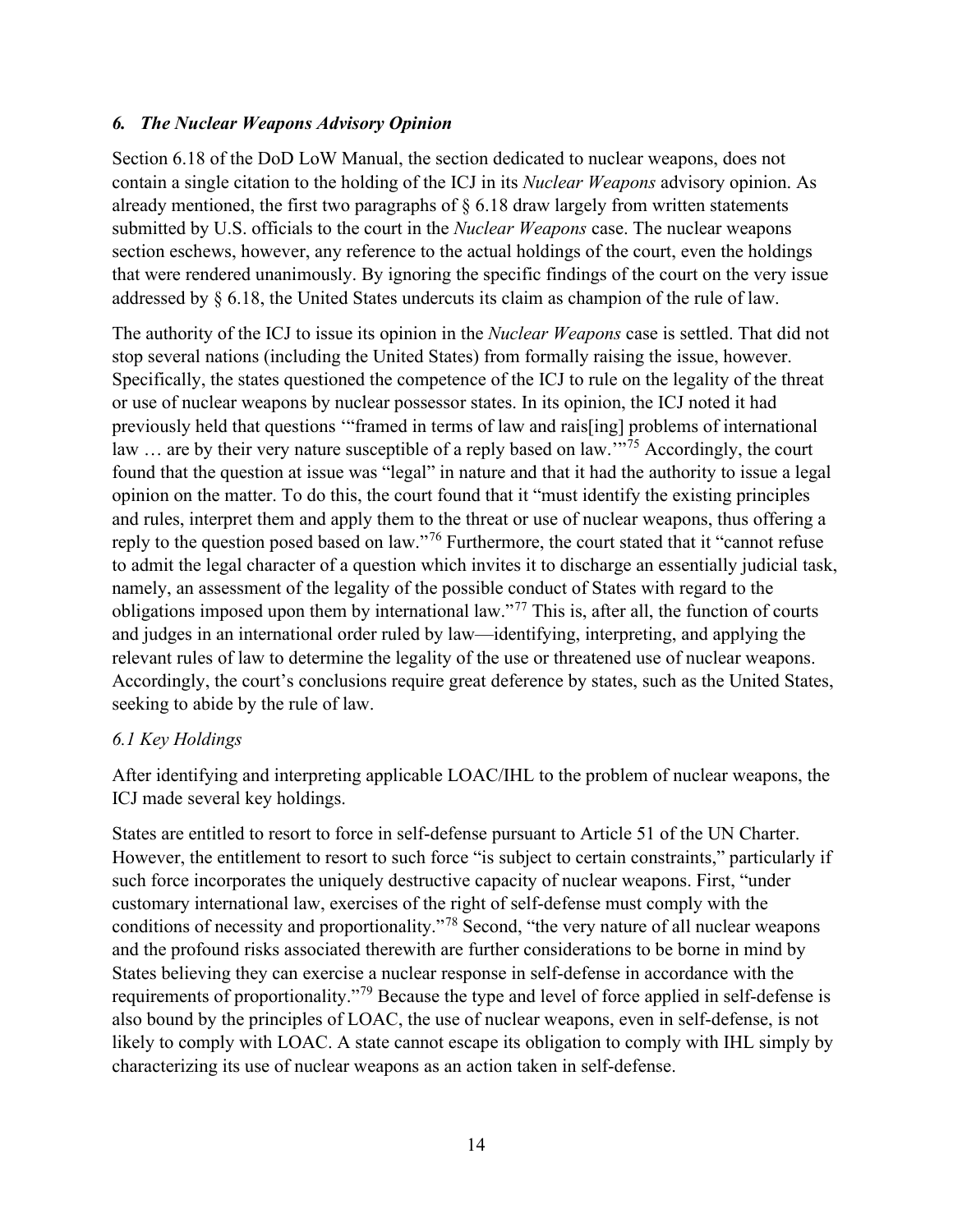### *6. The Nuclear Weapons Advisory Opinion*

Section 6.18 of the DoD LoW Manual, the section dedicated to nuclear weapons, does not contain a single citation to the holding of the ICJ in its *Nuclear Weapons* advisory opinion. As already mentioned, the first two paragraphs of § 6.18 draw largely from written statements submitted by U.S. officials to the court in the *Nuclear Weapons* case. The nuclear weapons section eschews, however, any reference to the actual holdings of the court, even the holdings that were rendered unanimously. By ignoring the specific findings of the court on the very issue addressed by § 6.18, the United States undercuts its claim as champion of the rule of law.

The authority of the ICJ to issue its opinion in the *Nuclear Weapons* case is settled. That did not stop several nations (including the United States) from formally raising the issue, however. Specifically, the states questioned the competence of the ICJ to rule on the legality of the threat or use of nuclear weapons by nuclear possessor states. In its opinion, the ICJ noted it had previously held that questions '"framed in terms of law and rais[ing] problems of international law … are by their very nature susceptible of a reply based on law.'"[75] Accordingly, the court found that the question at issue was "legal" in nature and that it had the authority to issue a legal opinion on the matter. To do this, the court found that it "must identify the existing principles and rules, interpret them and apply them to the threat or use of nuclear weapons, thus offering a reply to the question posed based on law."[76] Furthermore, the court stated that it "cannot refuse to admit the legal character of a question which invites it to discharge an essentially judicial task, namely, an assessment of the legality of the possible conduct of States with regard to the obligations imposed upon them by international law."[77] This is, after all, the function of courts and judges in an international order ruled by law—identifying, interpreting, and applying the relevant rules of law to determine the legality of the use or threatened use of nuclear weapons. Accordingly, the court's conclusions require great deference by states, such as the United States, seeking to abide by the rule of law.

#### *6.1 Key Holdings*

After identifying and interpreting applicable LOAC/IHL to the problem of nuclear weapons, the ICJ made several key holdings.

States are entitled to resort to force in self-defense pursuant to Article 51 of the UN Charter. However, the entitlement to resort to such force "is subject to certain constraints," particularly if such force incorporates the uniquely destructive capacity of nuclear weapons. First, "under customary international law, exercises of the right of self-defense must comply with the conditions of necessity and proportionality."[78] Second, "the very nature of all nuclear weapons and the profound risks associated therewith are further considerations to be borne in mind by States believing they can exercise a nuclear response in self-defense in accordance with the requirements of proportionality."[79] Because the type and level of force applied in self-defense is also bound by the principles of LOAC, the use of nuclear weapons, even in self-defense, is not likely to comply with LOAC. A state cannot escape its obligation to comply with IHL simply by characterizing its use of nuclear weapons as an action taken in self-defense.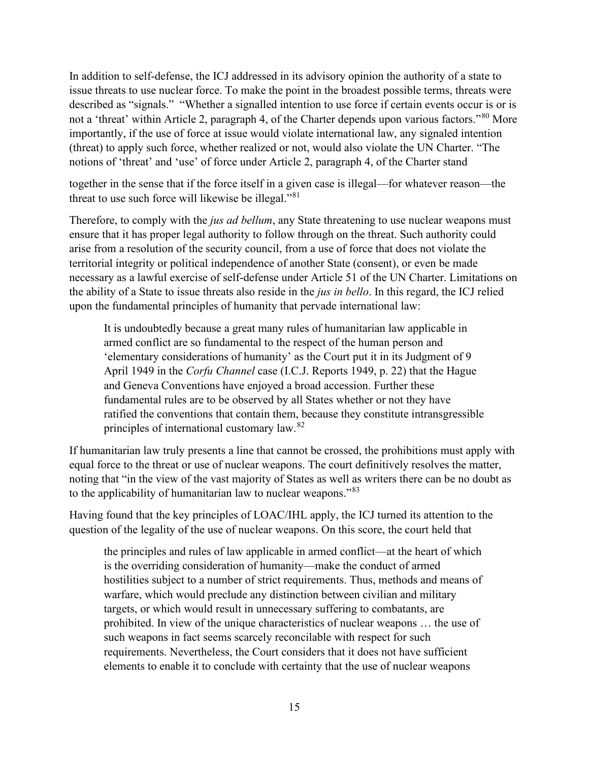In addition to self-defense, the ICJ addressed in its advisory opinion the authority of a state to issue threats to use nuclear force. To make the point in the broadest possible terms, threats were described as "signals." "Whether a signalled intention to use force if certain events occur is or is not a 'threat' within Article 2, paragraph 4, of the Charter depends upon various factors."[80] More importantly, if the use of force at issue would violate international law, any signaled intention (threat) to apply such force, whether realized or not, would also violate the UN Charter. "The notions of 'threat' and 'use' of force under Article 2, paragraph 4, of the Charter stand together in the sense that if the force itself in a given case is illegal—for whatever reason—the threat to use such force will likewise be illegal."[81]

Therefore, to comply with the *jus ad bellum*, any State threatening to use nuclear weapons must ensure that it has proper legal authority to follow through on the threat. Such authority could arise from a resolution of the security council, from a use of force that does not violate the territorial integrity or political independence of another State (consent), or even be made necessary as a lawful exercise of self-defense under Article 51 of the UN Charter. Limitations on the ability of a State to issue threats also reside in the *jus in bello*. In this regard, the ICJ relied upon the fundamental principles of humanity that pervade international law:

> It is undoubtedly because a great many rules of humanitarian law applicable in armed conflict are so fundamental to the respect of the human person and 'elementary considerations of humanity' as the Court put it in its Judgment of 9 April 1949 in the *Corfu Channel* case (I.C.J. Reports 1949, p. 22) that the Hague and Geneva Conventions have enjoyed a broad accession. Further these fundamental rules are to be observed by all States whether or not they have ratified the conventions that contain them, because they constitute intransgressible principles of international customary law.[82]

If humanitarian law truly presents a line that cannot be crossed, the prohibitions must apply with equal force to the threat or use of nuclear weapons. The court definitively resolves the matter, noting that "in the view of the vast majority of States as well as writers there can be no doubt as to the applicability of humanitarian law to nuclear weapons."[83]

Having found that the key principles of LOAC/IHL apply, the ICJ turned its attention to the question of the legality of the use of nuclear weapons. On this score, the court held that

> the principles and rules of law applicable in armed conflict—at the heart of which is the overriding consideration of humanity—make the conduct of armed hostilities subject to a number of strict requirements. Thus, methods and means of warfare, which would preclude any distinction between civilian and military targets, or which would result in unnecessary suffering to combatants, are prohibited. In view of the unique characteristics of nuclear weapons … the use of such weapons in fact seems scarcely reconcilable with respect for such requirements. Nevertheless, the Court considers that it does not have sufficient elements to enable it to conclude with certainty that the use of nuclear weapons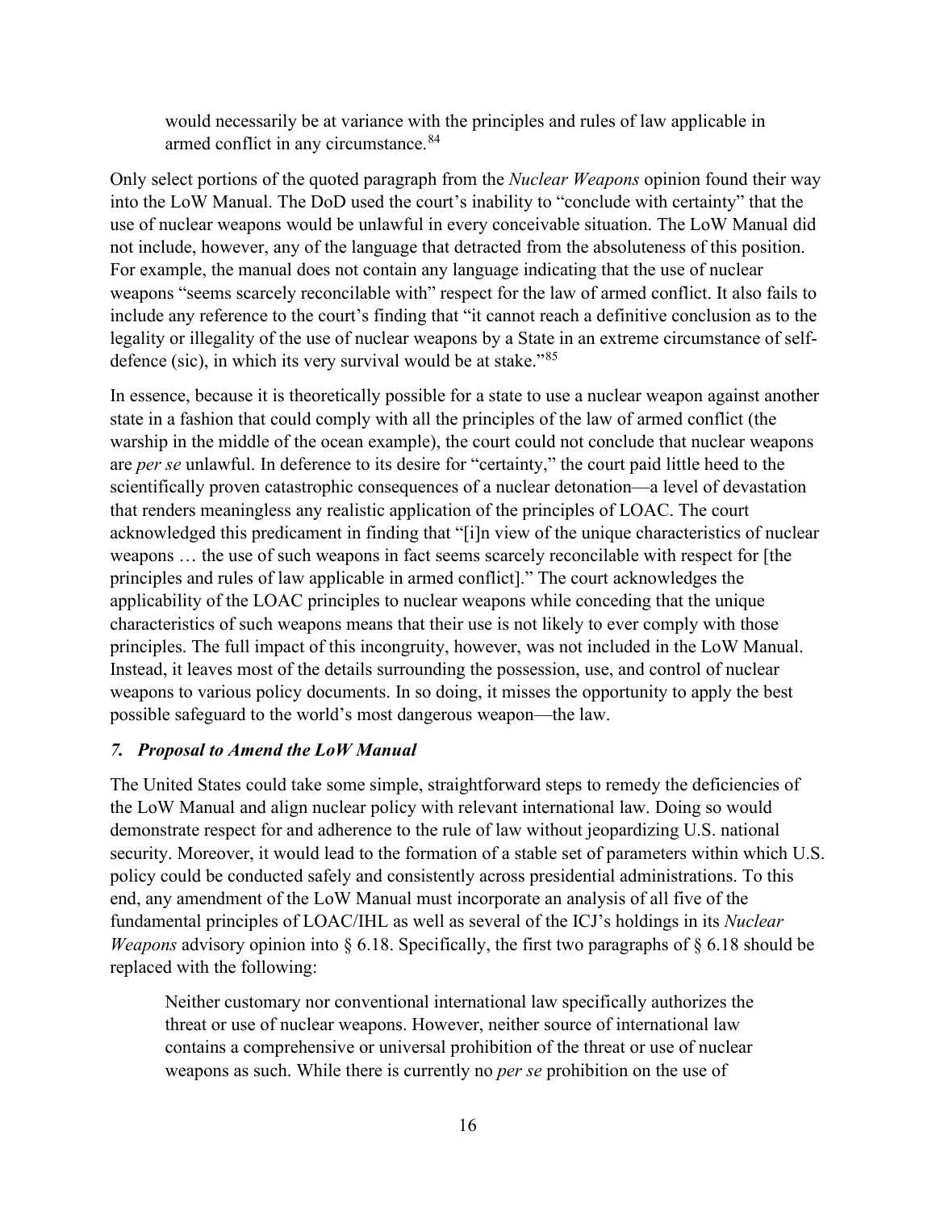> would necessarily be at variance with the principles and rules of law applicable in armed conflict in any circumstance.[84]

Only select portions of the quoted paragraph from the *Nuclear Weapons* opinion found their way into the LoW Manual. The DoD used the court's inability to "conclude with certainty" that the use of nuclear weapons would be unlawful in every conceivable situation. The LoW Manual did not include, however, any of the language that detracted from the absoluteness of this position. For example, the manual does not contain any language indicating that the use of nuclear weapons "seems scarcely reconcilable with" respect for the law of armed conflict. It also fails to include any reference to the court's finding that "it cannot reach a definitive conclusion as to the legality or illegality of the use of nuclear weapons by a State in an extreme circumstance of self-defence (sic), in which its very survival would be at stake."[85]

In essence, because it is theoretically possible for a state to use a nuclear weapon against another state in a fashion that could comply with all the principles of the law of armed conflict (the warship in the middle of the ocean example), the court could not conclude that nuclear weapons are *per se* unlawful. In deference to its desire for "certainty," the court paid little heed to the scientifically proven catastrophic consequences of a nuclear detonation—a level of devastation that renders meaningless any realistic application of the principles of LOAC. The court acknowledged this predicament in finding that "[i]n view of the unique characteristics of nuclear weapons … the use of such weapons in fact seems scarcely reconcilable with respect for [the principles and rules of law applicable in armed conflict]." The court acknowledges the applicability of the LOAC principles to nuclear weapons while conceding that the unique characteristics of such weapons means that their use is not likely to ever comply with those principles. The full impact of this incongruity, however, was not included in the LoW Manual. Instead, it leaves most of the details surrounding the possession, use, and control of nuclear weapons to various policy documents. In so doing, it misses the opportunity to apply the best possible safeguard to the world's most dangerous weapon—the law.

### *7. Proposal to Amend the LoW Manual*

The United States could take some simple, straightforward steps to remedy the deficiencies of the LoW Manual and align nuclear policy with relevant international law. Doing so would demonstrate respect for and adherence to the rule of law without jeopardizing U.S. national security. Moreover, it would lead to the formation of a stable set of parameters within which U.S. policy could be conducted safely and consistently across presidential administrations. To this end, any amendment of the LoW Manual must incorporate an analysis of all five of the fundamental principles of LOAC/IHL as well as several of the ICJ's holdings in its *Nuclear Weapons* advisory opinion into § 6.18. Specifically, the first two paragraphs of § 6.18 should be replaced with the following:

> Neither customary nor conventional international law specifically authorizes the threat or use of nuclear weapons. However, neither source of international law contains a comprehensive or universal prohibition of the threat or use of nuclear weapons as such. While there is currently no *per se* prohibition on the use of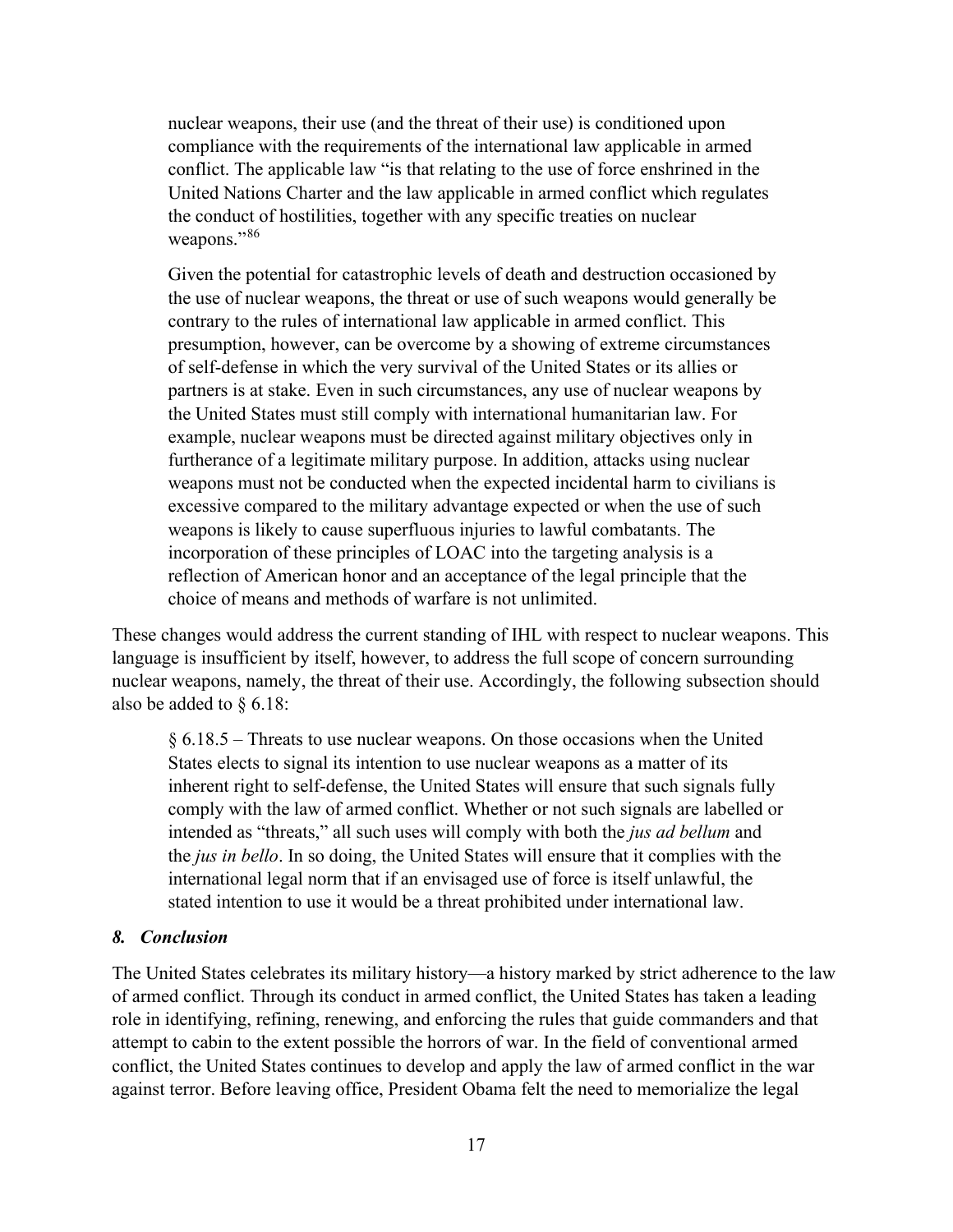> nuclear weapons, their use (and the threat of their use) is conditioned upon compliance with the requirements of the international law applicable in armed conflict. The applicable law "is that relating to the use of force enshrined in the United Nations Charter and the law applicable in armed conflict which regulates the conduct of hostilities, together with any specific treaties on nuclear weapons."[86]
>
> Given the potential for catastrophic levels of death and destruction occasioned by the use of nuclear weapons, the threat or use of such weapons would generally be contrary to the rules of international law applicable in armed conflict. This presumption, however, can be overcome by a showing of extreme circumstances of self-defense in which the very survival of the United States or its allies or partners is at stake. Even in such circumstances, any use of nuclear weapons by the United States must still comply with international humanitarian law. For example, nuclear weapons must be directed against military objectives only in furtherance of a legitimate military purpose. In addition, attacks using nuclear weapons must not be conducted when the expected incidental harm to civilians is excessive compared to the military advantage expected or when the use of such weapons is likely to cause superfluous injuries to lawful combatants. The incorporation of these principles of LOAC into the targeting analysis is a reflection of American honor and an acceptance of the legal principle that the choice of means and methods of warfare is not unlimited.

These changes would address the current standing of IHL with respect to nuclear weapons. This language is insufficient by itself, however, to address the full scope of concern surrounding nuclear weapons, namely, the threat of their use. Accordingly, the following subsection should also be added to § 6.18:

> § 6.18.5 – Threats to use nuclear weapons. On those occasions when the United States elects to signal its intention to use nuclear weapons as a matter of its inherent right to self-defense, the United States will ensure that such signals fully comply with the law of armed conflict. Whether or not such signals are labelled or intended as "threats," all such uses will comply with both the *jus ad bellum* and the *jus in bello*. In so doing, the United States will ensure that it complies with the international legal norm that if an envisaged use of force is itself unlawful, the stated intention to use it would be a threat prohibited under international law.

### *8. Conclusion*

The United States celebrates its military history—a history marked by strict adherence to the law of armed conflict. Through its conduct in armed conflict, the United States has taken a leading role in identifying, refining, renewing, and enforcing the rules that guide commanders and that attempt to cabin to the extent possible the horrors of war. In the field of conventional armed conflict, the United States continues to develop and apply the law of armed conflict in the war against terror. Before leaving office, President Obama felt the need to memorialize the legal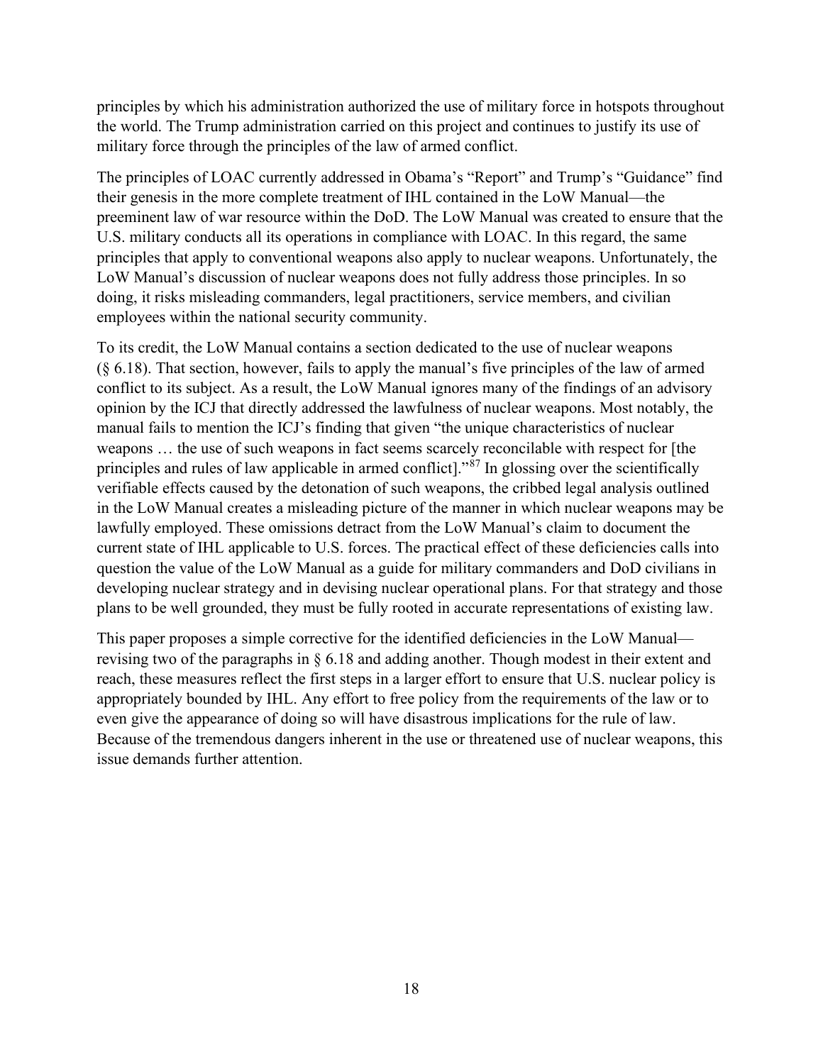principles by which his administration authorized the use of military force in hotspots throughout the world. The Trump administration carried on this project and continues to justify its use of military force through the principles of the law of armed conflict.

The principles of LOAC currently addressed in Obama's "Report" and Trump's "Guidance" find their genesis in the more complete treatment of IHL contained in the LoW Manual—the preeminent law of war resource within the DoD. The LoW Manual was created to ensure that the U.S. military conducts all its operations in compliance with LOAC. In this regard, the same principles that apply to conventional weapons also apply to nuclear weapons. Unfortunately, the LoW Manual's discussion of nuclear weapons does not fully address those principles. In so doing, it risks misleading commanders, legal practitioners, service members, and civilian employees within the national security community.

To its credit, the LoW Manual contains a section dedicated to the use of nuclear weapons (§ 6.18). That section, however, fails to apply the manual's five principles of the law of armed conflict to its subject. As a result, the LoW Manual ignores many of the findings of an advisory opinion by the ICJ that directly addressed the lawfulness of nuclear weapons. Most notably, the manual fails to mention the ICJ's finding that given "the unique characteristics of nuclear weapons … the use of such weapons in fact seems scarcely reconcilable with respect for [the principles and rules of law applicable in armed conflict]."[87] In glossing over the scientifically verifiable effects caused by the detonation of such weapons, the cribbed legal analysis outlined in the LoW Manual creates a misleading picture of the manner in which nuclear weapons may be lawfully employed. These omissions detract from the LoW Manual's claim to document the current state of IHL applicable to U.S. forces. The practical effect of these deficiencies calls into question the value of the LoW Manual as a guide for military commanders and DoD civilians in developing nuclear strategy and in devising nuclear operational plans. For that strategy and those plans to be well grounded, they must be fully rooted in accurate representations of existing law.

This paper proposes a simple corrective for the identified deficiencies in the LoW Manual—revising two of the paragraphs in § 6.18 and adding another. Though modest in their extent and reach, these measures reflect the first steps in a larger effort to ensure that U.S. nuclear policy is appropriately bounded by IHL. Any effort to free policy from the requirements of the law or to even give the appearance of doing so will have disastrous implications for the rule of law. Because of the tremendous dangers inherent in the use or threatened use of nuclear weapons, this issue demands further attention.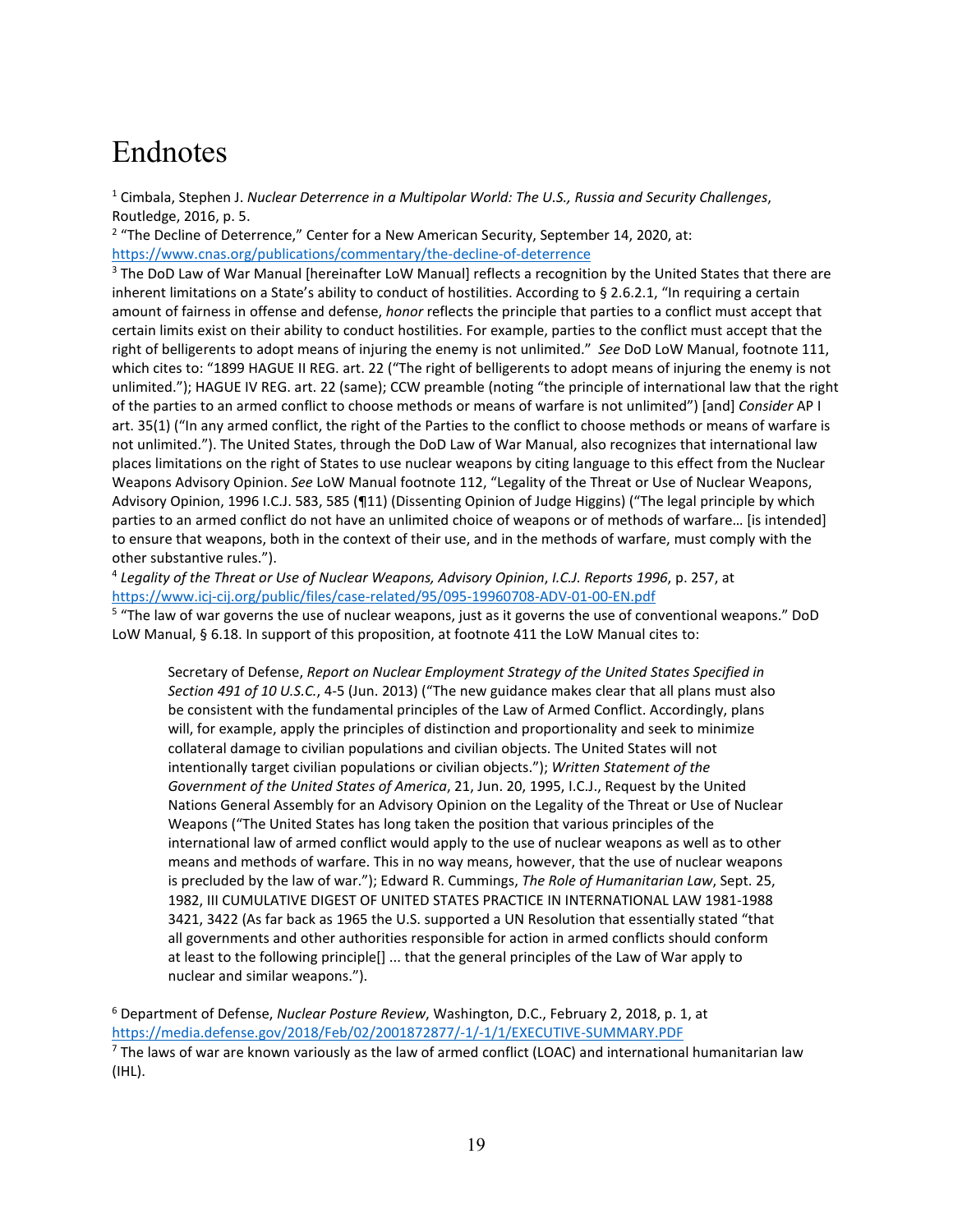# Endnotes

[1] Cimbala, Stephen J. *Nuclear Deterrence in a Multipolar World: The U.S., Russia and Security Challenges*, Routledge, 2016, p. 5.

[2] "The Decline of Deterrence," Center for a New American Security, September 14, 2020, at: https://www.cnas.org/publications/commentary/the-decline-of-deterrence

[3] The DoD Law of War Manual [hereinafter LoW Manual] reflects a recognition by the United States that there are inherent limitations on a State's ability to conduct of hostilities. According to § 2.6.2.1, "In requiring a certain amount of fairness in offense and defense, *honor* reflects the principle that parties to a conflict must accept that certain limits exist on their ability to conduct hostilities. For example, parties to the conflict must accept that the right of belligerents to adopt means of injuring the enemy is not unlimited." *See* DoD LoW Manual, footnote 111, which cites to: "1899 HAGUE II REG. art. 22 ("The right of belligerents to adopt means of injuring the enemy is not unlimited."); HAGUE IV REG. art. 22 (same); CCW preamble (noting "the principle of international law that the right of the parties to an armed conflict to choose methods or means of warfare is not unlimited") [and] *Consider* AP I art. 35(1) ("In any armed conflict, the right of the Parties to the conflict to choose methods or means of warfare is not unlimited."). The United States, through the DoD Law of War Manual, also recognizes that international law places limitations on the right of States to use nuclear weapons by citing language to this effect from the Nuclear Weapons Advisory Opinion. *See* LoW Manual footnote 112, "Legality of the Threat or Use of Nuclear Weapons, Advisory Opinion, 1996 I.C.J. 583, 585 (¶11) (Dissenting Opinion of Judge Higgins) ("The legal principle by which parties to an armed conflict do not have an unlimited choice of weapons or of methods of warfare… [is intended] to ensure that weapons, both in the context of their use, and in the methods of warfare, must comply with the other substantive rules.").

[4] *Legality of the Threat or Use of Nuclear Weapons, Advisory Opinion*, *I.C.J. Reports 1996*, p. 257, at https://www.icj-cij.org/public/files/case-related/95/095-19960708-ADV-01-00-EN.pdf

[5] "The law of war governs the use of nuclear weapons, just as it governs the use of conventional weapons." DoD LoW Manual, § 6.18. In support of this proposition, at footnote 411 the LoW Manual cites to:

> Secretary of Defense, *Report on Nuclear Employment Strategy of the United States Specified in Section 491 of 10 U.S.C.*, 4-5 (Jun. 2013) ("The new guidance makes clear that all plans must also be consistent with the fundamental principles of the Law of Armed Conflict. Accordingly, plans will, for example, apply the principles of distinction and proportionality and seek to minimize collateral damage to civilian populations and civilian objects. The United States will not intentionally target civilian populations or civilian objects."); *Written Statement of the Government of the United States of America*, 21, Jun. 20, 1995, I.C.J., Request by the United Nations General Assembly for an Advisory Opinion on the Legality of the Threat or Use of Nuclear Weapons ("The United States has long taken the position that various principles of the international law of armed conflict would apply to the use of nuclear weapons as well as to other means and methods of warfare. This in no way means, however, that the use of nuclear weapons is precluded by the law of war."); Edward R. Cummings, *The Role of Humanitarian Law*, Sept. 25, 1982, III CUMULATIVE DIGEST OF UNITED STATES PRACTICE IN INTERNATIONAL LAW 1981-1988 3421, 3422 (As far back as 1965 the U.S. supported a UN Resolution that essentially stated "that all governments and other authorities responsible for action in armed conflicts should conform at least to the following principle[] ... that the general principles of the Law of War apply to nuclear and similar weapons.").

[6] Department of Defense, *Nuclear Posture Review*, Washington, D.C., February 2, 2018, p. 1, at https://media.defense.gov/2018/Feb/02/2001872877/-1/-1/1/EXECUTIVE-SUMMARY.PDF

[7] The laws of war are known variously as the law of armed conflict (LOAC) and international humanitarian law (IHL).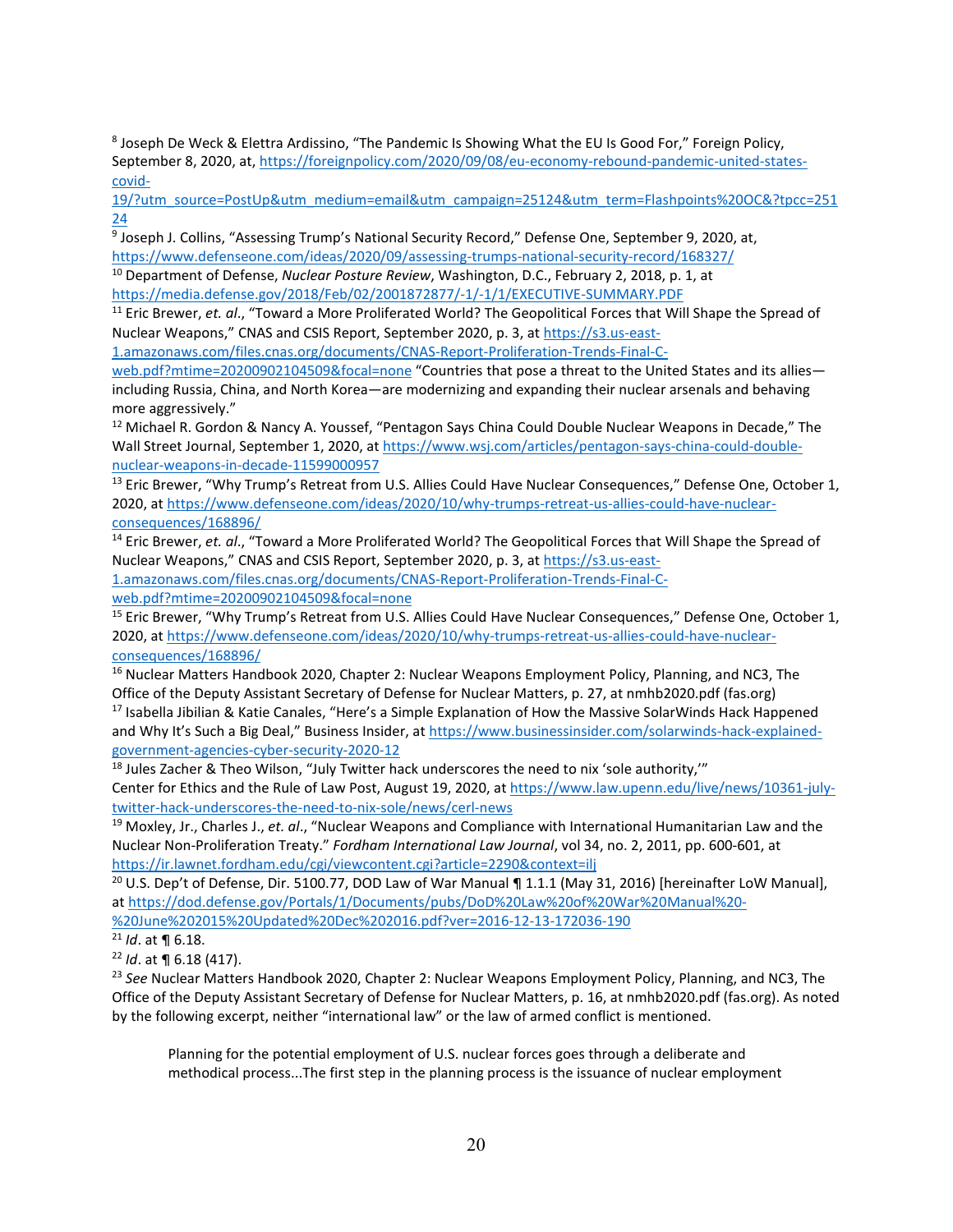[8] Joseph De Weck & Elettra Ardissino, "The Pandemic Is Showing What the EU Is Good For," Foreign Policy, September 8, 2020, at, https://foreignpolicy.com/2020/09/08/eu-economy-rebound-pandemic-united-states-covid-19/?utm_source=PostUp&utm_medium=email&utm_campaign=25124&utm_term=Flashpoints%20OC&?tpcc=25124

[9] Joseph J. Collins, "Assessing Trump's National Security Record," Defense One, September 9, 2020, at, https://www.defenseone.com/ideas/2020/09/assessing-trumps-national-security-record/168327/

[10] Department of Defense, *Nuclear Posture Review*, Washington, D.C., February 2, 2018, p. 1, at https://media.defense.gov/2018/Feb/02/2001872877/-1/-1/1/EXECUTIVE-SUMMARY.PDF

[11] Eric Brewer, *et. al*., "Toward a More Proliferated World? The Geopolitical Forces that Will Shape the Spread of Nuclear Weapons," CNAS and CSIS Report, September 2020, p. 3, at https://s3.us-east-1.amazonaws.com/files.cnas.org/documents/CNAS-Report-Proliferation-Trends-Final-C-web.pdf?mtime=20200902104509&focal=none "Countries that pose a threat to the United States and its allies—including Russia, China, and North Korea—are modernizing and expanding their nuclear arsenals and behaving more aggressively."

[12] Michael R. Gordon & Nancy A. Youssef, "Pentagon Says China Could Double Nuclear Weapons in Decade," The Wall Street Journal, September 1, 2020, at https://www.wsj.com/articles/pentagon-says-china-could-double-nuclear-weapons-in-decade-11599000957

[13] Eric Brewer, "Why Trump's Retreat from U.S. Allies Could Have Nuclear Consequences," Defense One, October 1, 2020, at https://www.defenseone.com/ideas/2020/10/why-trumps-retreat-us-allies-could-have-nuclear-consequences/168896/

[14] Eric Brewer, *et. al*., "Toward a More Proliferated World? The Geopolitical Forces that Will Shape the Spread of Nuclear Weapons," CNAS and CSIS Report, September 2020, p. 3, at https://s3.us-east-1.amazonaws.com/files.cnas.org/documents/CNAS-Report-Proliferation-Trends-Final-C-web.pdf?mtime=20200902104509&focal=none

[15] Eric Brewer, "Why Trump's Retreat from U.S. Allies Could Have Nuclear Consequences," Defense One, October 1, 2020, at https://www.defenseone.com/ideas/2020/10/why-trumps-retreat-us-allies-could-have-nuclear-consequences/168896/

[16] Nuclear Matters Handbook 2020, Chapter 2: Nuclear Weapons Employment Policy, Planning, and NC3, The Office of the Deputy Assistant Secretary of Defense for Nuclear Matters, p. 27, at nmhb2020.pdf (fas.org)

[17] Isabella Jibilian & Katie Canales, "Here's a Simple Explanation of How the Massive SolarWinds Hack Happened and Why It's Such a Big Deal," Business Insider, at https://www.businessinsider.com/solarwinds-hack-explained-government-agencies-cyber-security-2020-12

[18] Jules Zacher & Theo Wilson, "July Twitter hack underscores the need to nix 'sole authority,'" Center for Ethics and the Rule of Law Post, August 19, 2020, at https://www.law.upenn.edu/live/news/10361-july-twitter-hack-underscores-the-need-to-nix-sole/news/cerl-news

[19] Moxley, Jr., Charles J., *et. al*., "Nuclear Weapons and Compliance with International Humanitarian Law and the Nuclear Non-Proliferation Treaty." *Fordham International Law Journal*, vol 34, no. 2, 2011, pp. 600-601, at https://ir.lawnet.fordham.edu/cgi/viewcontent.cgi?article=2290&context=ilj

[20] U.S. Dep't of Defense, Dir. 5100.77, DOD Law of War Manual ¶ 1.1.1 (May 31, 2016) [hereinafter LoW Manual], at https://dod.defense.gov/Portals/1/Documents/pubs/DoD%20Law%20of%20War%20Manual%20-%20June%202015%20Updated%20Dec%202016.pdf?ver=2016-12-13-172036-190

[21] *Id*. at ¶ 6.18.

[22] *Id*. at ¶ 6.18 (417).

[23] *See* Nuclear Matters Handbook 2020, Chapter 2: Nuclear Weapons Employment Policy, Planning, and NC3, The Office of the Deputy Assistant Secretary of Defense for Nuclear Matters, p. 16, at nmhb2020.pdf (fas.org). As noted by the following excerpt, neither "international law" or the law of armed conflict is mentioned.

> Planning for the potential employment of U.S. nuclear forces goes through a deliberate and methodical process...The first step in the planning process is the issuance of nuclear employment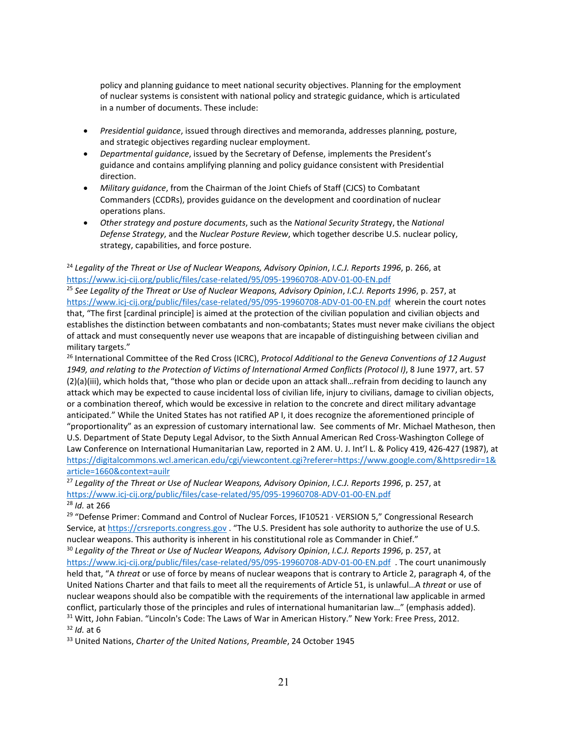policy and planning guidance to meet national security objectives. Planning for the employment of nuclear systems is consistent with national policy and strategic guidance, which is articulated in a number of documents. These include:

- *Presidential guidance*, issued through directives and memoranda, addresses planning, posture, and strategic objectives regarding nuclear employment.
- *Departmental guidance*, issued by the Secretary of Defense, implements the President's guidance and contains amplifying planning and policy guidance consistent with Presidential direction.
- *Military guidance*, from the Chairman of the Joint Chiefs of Staff (CJCS) to Combatant Commanders (CCDRs), provides guidance on the development and coordination of nuclear operations plans.
- *Other strategy and posture documents*, such as the *National Security Strategy*, the *National Defense Strategy*, and the *Nuclear Posture Review*, which together describe U.S. nuclear policy, strategy, capabilities, and force posture.

[24] *Legality of the Threat or Use of Nuclear Weapons, Advisory Opinion*, *I.C.J. Reports 1996*, p. 266, at https://www.icj-cij.org/public/files/case-related/95/095-19960708-ADV-01-00-EN.pdf

[25] *See Legality of the Threat or Use of Nuclear Weapons, Advisory Opinion*, *I.C.J. Reports 1996*, p. 257, at https://www.icj-cij.org/public/files/case-related/95/095-19960708-ADV-01-00-EN.pdf wherein the court notes that, "The first [cardinal principle] is aimed at the protection of the civilian population and civilian objects and establishes the distinction between combatants and non-combatants; States must never make civilians the object of attack and must consequently never use weapons that are incapable of distinguishing between civilian and military targets."

[26] International Committee of the Red Cross (ICRC), *Protocol Additional to the Geneva Conventions of 12 August 1949, and relating to the Protection of Victims of International Armed Conflicts (Protocol I)*, 8 June 1977, art. 57 (2)(a)(iii), which holds that, "those who plan or decide upon an attack shall…refrain from deciding to launch any attack which may be expected to cause incidental loss of civilian life, injury to civilians, damage to civilian objects, or a combination thereof, which would be excessive in relation to the concrete and direct military advantage anticipated." While the United States has not ratified AP I, it does recognize the aforementioned principle of "proportionality" as an expression of customary international law. See comments of Mr. Michael Matheson, then U.S. Department of State Deputy Legal Advisor, to the Sixth Annual American Red Cross-Washington College of Law Conference on International Humanitarian Law, reported in 2 AM. U. J. Int'l L. & Policy 419, 426-427 (1987), at https://digitalcommons.wcl.american.edu/cgi/viewcontent.cgi?referer=https://www.google.com/&httpsredir=1&article=1660&context=auilr

[27] *Legality of the Threat or Use of Nuclear Weapons, Advisory Opinion*, *I.C.J. Reports 1996*, p. 257, at https://www.icj-cij.org/public/files/case-related/95/095-19960708-ADV-01-00-EN.pdf

[28] *Id.* at 266

[29] "Defense Primer: Command and Control of Nuclear Forces, IF10521 · VERSION 5," Congressional Research Service, at https://crsreports.congress.gov . "The U.S. President has sole authority to authorize the use of U.S. nuclear weapons. This authority is inherent in his constitutional role as Commander in Chief."

[30] *Legality of the Threat or Use of Nuclear Weapons, Advisory Opinion*, *I.C.J. Reports 1996*, p. 257, at https://www.icj-cij.org/public/files/case-related/95/095-19960708-ADV-01-00-EN.pdf . The court unanimously held that, "A *threat* or use of force by means of nuclear weapons that is contrary to Article 2, paragraph 4, of the United Nations Charter and that fails to meet all the requirements of Article 51, is unlawful…A *threat* or use of nuclear weapons should also be compatible with the requirements of the international law applicable in armed conflict, particularly those of the principles and rules of international humanitarian law…" (emphasis added).

[31] Witt, John Fabian. "Lincoln's Code: The Laws of War in American History." New York: Free Press, 2012.

[32] *Id.* at 6

[33] United Nations, *Charter of the United Nations*, *Preamble*, 24 October 1945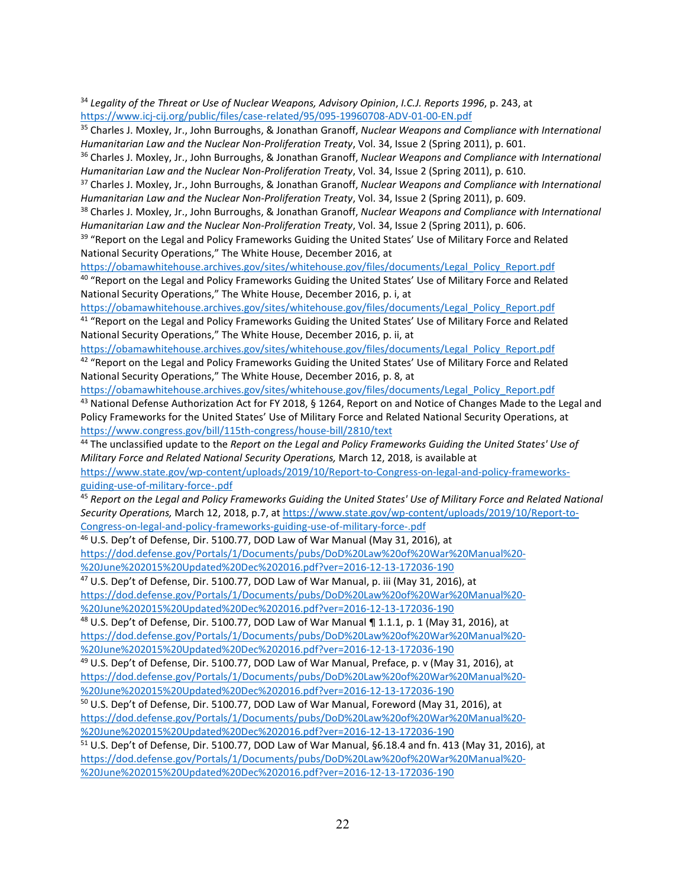[34] *Legality of the Threat or Use of Nuclear Weapons, Advisory Opinion*, *I.C.J. Reports 1996*, p. 243, at https://www.icj-cij.org/public/files/case-related/95/095-19960708-ADV-01-00-EN.pdf

[35] Charles J. Moxley, Jr., John Burroughs, & Jonathan Granoff, *Nuclear Weapons and Compliance with International Humanitarian Law and the Nuclear Non-Proliferation Treaty*, Vol. 34, Issue 2 (Spring 2011), p. 601.

[36] Charles J. Moxley, Jr., John Burroughs, & Jonathan Granoff, *Nuclear Weapons and Compliance with International Humanitarian Law and the Nuclear Non-Proliferation Treaty*, Vol. 34, Issue 2 (Spring 2011), p. 610.

[37] Charles J. Moxley, Jr., John Burroughs, & Jonathan Granoff, *Nuclear Weapons and Compliance with International Humanitarian Law and the Nuclear Non-Proliferation Treaty*, Vol. 34, Issue 2 (Spring 2011), p. 609.

[38] Charles J. Moxley, Jr., John Burroughs, & Jonathan Granoff, *Nuclear Weapons and Compliance with International Humanitarian Law and the Nuclear Non-Proliferation Treaty*, Vol. 34, Issue 2 (Spring 2011), p. 606.

[39] "Report on the Legal and Policy Frameworks Guiding the United States' Use of Military Force and Related National Security Operations," The White House, December 2016, at https://obamawhitehouse.archives.gov/sites/whitehouse.gov/files/documents/Legal_Policy_Report.pdf

[40] "Report on the Legal and Policy Frameworks Guiding the United States' Use of Military Force and Related National Security Operations," The White House, December 2016, p. i, at https://obamawhitehouse.archives.gov/sites/whitehouse.gov/files/documents/Legal_Policy_Report.pdf

[41] "Report on the Legal and Policy Frameworks Guiding the United States' Use of Military Force and Related National Security Operations," The White House, December 2016, p. ii, at https://obamawhitehouse.archives.gov/sites/whitehouse.gov/files/documents/Legal_Policy_Report.pdf

[42] "Report on the Legal and Policy Frameworks Guiding the United States' Use of Military Force and Related National Security Operations," The White House, December 2016, p. 8, at https://obamawhitehouse.archives.gov/sites/whitehouse.gov/files/documents/Legal_Policy_Report.pdf

[43] National Defense Authorization Act for FY 2018, § 1264, Report on and Notice of Changes Made to the Legal and Policy Frameworks for the United States' Use of Military Force and Related National Security Operations, at https://www.congress.gov/bill/115th-congress/house-bill/2810/text

[44] The unclassified update to the *Report on the Legal and Policy Frameworks Guiding the United States' Use of Military Force and Related National Security Operations,* March 12, 2018, is available at https://www.state.gov/wp-content/uploads/2019/10/Report-to-Congress-on-legal-and-policy-frameworks-guiding-use-of-military-force-.pdf

[45] *Report on the Legal and Policy Frameworks Guiding the United States' Use of Military Force and Related National Security Operations,* March 12, 2018, p.7, at https://www.state.gov/wp-content/uploads/2019/10/Report-to-Congress-on-legal-and-policy-frameworks-guiding-use-of-military-force-.pdf

[46] U.S. Dep't of Defense, Dir. 5100.77, DOD Law of War Manual (May 31, 2016), at https://dod.defense.gov/Portals/1/Documents/pubs/DoD%20Law%20of%20War%20Manual%20-%20June%202015%20Updated%20Dec%202016.pdf?ver=2016-12-13-172036-190

[47] U.S. Dep't of Defense, Dir. 5100.77, DOD Law of War Manual, p. iii (May 31, 2016), at https://dod.defense.gov/Portals/1/Documents/pubs/DoD%20Law%20of%20War%20Manual%20-%20June%202015%20Updated%20Dec%202016.pdf?ver=2016-12-13-172036-190

[48] U.S. Dep't of Defense, Dir. 5100.77, DOD Law of War Manual ¶ 1.1.1, p. 1 (May 31, 2016), at https://dod.defense.gov/Portals/1/Documents/pubs/DoD%20Law%20of%20War%20Manual%20-%20June%202015%20Updated%20Dec%202016.pdf?ver=2016-12-13-172036-190

[49] U.S. Dep't of Defense, Dir. 5100.77, DOD Law of War Manual, Preface, p. v (May 31, 2016), at https://dod.defense.gov/Portals/1/Documents/pubs/DoD%20Law%20of%20War%20Manual%20-%20June%202015%20Updated%20Dec%202016.pdf?ver=2016-12-13-172036-190

[50] U.S. Dep't of Defense, Dir. 5100.77, DOD Law of War Manual, Foreword (May 31, 2016), at https://dod.defense.gov/Portals/1/Documents/pubs/DoD%20Law%20of%20War%20Manual%20-%20June%202015%20Updated%20Dec%202016.pdf?ver=2016-12-13-172036-190

[51] U.S. Dep't of Defense, Dir. 5100.77, DOD Law of War Manual, §6.18.4 and fn. 413 (May 31, 2016), at https://dod.defense.gov/Portals/1/Documents/pubs/DoD%20Law%20of%20War%20Manual%20-%20June%202015%20Updated%20Dec%202016.pdf?ver=2016-12-13-172036-190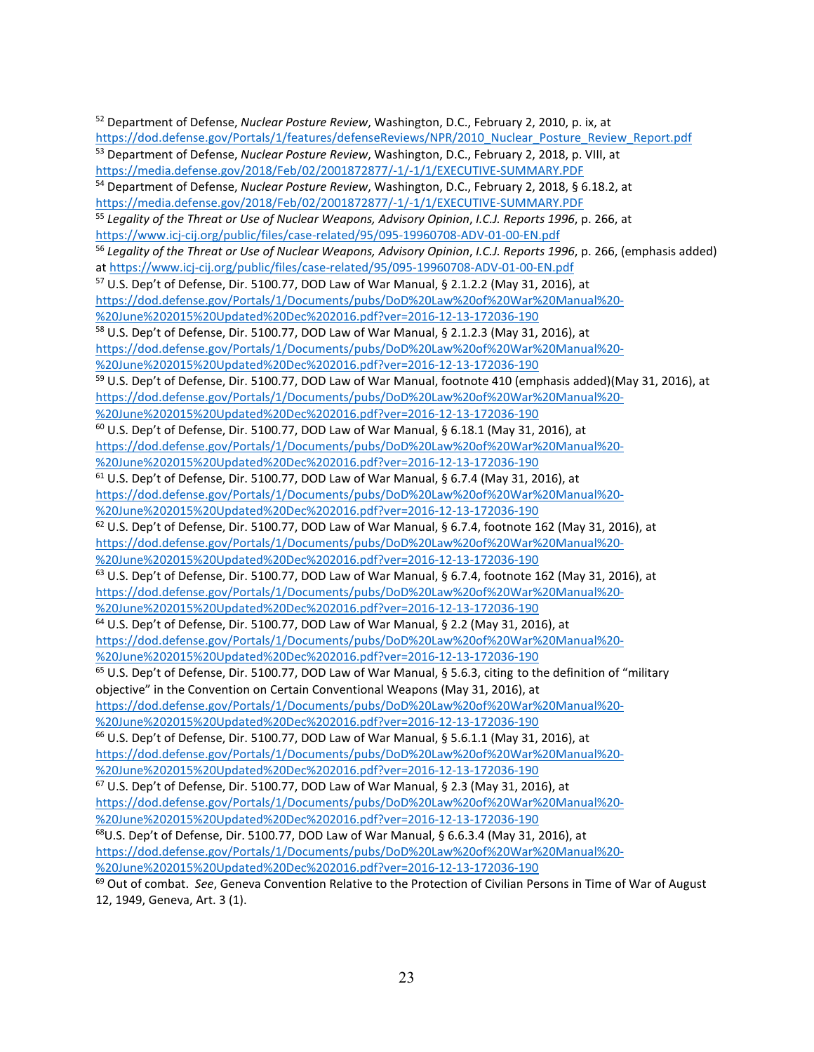[52] Department of Defense, *Nuclear Posture Review*, Washington, D.C., February 2, 2010, p. ix, at https://dod.defense.gov/Portals/1/features/defenseReviews/NPR/2010_Nuclear_Posture_Review_Report.pdf

[53] Department of Defense, *Nuclear Posture Review*, Washington, D.C., February 2, 2018, p. VIII, at https://media.defense.gov/2018/Feb/02/2001872877/-1/-1/1/EXECUTIVE-SUMMARY.PDF

[54] Department of Defense, *Nuclear Posture Review*, Washington, D.C., February 2, 2018, § 6.18.2, at https://media.defense.gov/2018/Feb/02/2001872877/-1/-1/1/EXECUTIVE-SUMMARY.PDF

[55] *Legality of the Threat or Use of Nuclear Weapons, Advisory Opinion*, *I.C.J. Reports 1996*, p. 266, at https://www.icj-cij.org/public/files/case-related/95/095-19960708-ADV-01-00-EN.pdf

[56] *Legality of the Threat or Use of Nuclear Weapons, Advisory Opinion*, *I.C.J. Reports 1996*, p. 266, (emphasis added) at https://www.icj-cij.org/public/files/case-related/95/095-19960708-ADV-01-00-EN.pdf

[57] U.S. Dep't of Defense, Dir. 5100.77, DOD Law of War Manual, § 2.1.2.2 (May 31, 2016), at https://dod.defense.gov/Portals/1/Documents/pubs/DoD%20Law%20of%20War%20Manual%20-%20June%202015%20Updated%20Dec%202016.pdf?ver=2016-12-13-172036-190

[58] U.S. Dep't of Defense, Dir. 5100.77, DOD Law of War Manual, § 2.1.2.3 (May 31, 2016), at https://dod.defense.gov/Portals/1/Documents/pubs/DoD%20Law%20of%20War%20Manual%20-%20June%202015%20Updated%20Dec%202016.pdf?ver=2016-12-13-172036-190

[59] U.S. Dep't of Defense, Dir. 5100.77, DOD Law of War Manual, footnote 410 (emphasis added)(May 31, 2016), at https://dod.defense.gov/Portals/1/Documents/pubs/DoD%20Law%20of%20War%20Manual%20-%20June%202015%20Updated%20Dec%202016.pdf?ver=2016-12-13-172036-190

[60] U.S. Dep't of Defense, Dir. 5100.77, DOD Law of War Manual, § 6.18.1 (May 31, 2016), at https://dod.defense.gov/Portals/1/Documents/pubs/DoD%20Law%20of%20War%20Manual%20-%20June%202015%20Updated%20Dec%202016.pdf?ver=2016-12-13-172036-190

[61] U.S. Dep't of Defense, Dir. 5100.77, DOD Law of War Manual, § 6.7.4 (May 31, 2016), at https://dod.defense.gov/Portals/1/Documents/pubs/DoD%20Law%20of%20War%20Manual%20-%20June%202015%20Updated%20Dec%202016.pdf?ver=2016-12-13-172036-190

[62] U.S. Dep't of Defense, Dir. 5100.77, DOD Law of War Manual, § 6.7.4, footnote 162 (May 31, 2016), at https://dod.defense.gov/Portals/1/Documents/pubs/DoD%20Law%20of%20War%20Manual%20-%20June%202015%20Updated%20Dec%202016.pdf?ver=2016-12-13-172036-190

[63] U.S. Dep't of Defense, Dir. 5100.77, DOD Law of War Manual, § 6.7.4, footnote 162 (May 31, 2016), at https://dod.defense.gov/Portals/1/Documents/pubs/DoD%20Law%20of%20War%20Manual%20-%20June%202015%20Updated%20Dec%202016.pdf?ver=2016-12-13-172036-190

[64] U.S. Dep't of Defense, Dir. 5100.77, DOD Law of War Manual, § 2.2 (May 31, 2016), at https://dod.defense.gov/Portals/1/Documents/pubs/DoD%20Law%20of%20War%20Manual%20-%20June%202015%20Updated%20Dec%202016.pdf?ver=2016-12-13-172036-190

[65] U.S. Dep't of Defense, Dir. 5100.77, DOD Law of War Manual, § 5.6.3, citing to the definition of "military objective" in the Convention on Certain Conventional Weapons (May 31, 2016), at https://dod.defense.gov/Portals/1/Documents/pubs/DoD%20Law%20of%20War%20Manual%20-%20June%202015%20Updated%20Dec%202016.pdf?ver=2016-12-13-172036-190

[66] U.S. Dep't of Defense, Dir. 5100.77, DOD Law of War Manual, § 5.6.1.1 (May 31, 2016), at https://dod.defense.gov/Portals/1/Documents/pubs/DoD%20Law%20of%20War%20Manual%20-%20June%202015%20Updated%20Dec%202016.pdf?ver=2016-12-13-172036-190

[67] U.S. Dep't of Defense, Dir. 5100.77, DOD Law of War Manual, § 2.3 (May 31, 2016), at https://dod.defense.gov/Portals/1/Documents/pubs/DoD%20Law%20of%20War%20Manual%20-%20June%202015%20Updated%20Dec%202016.pdf?ver=2016-12-13-172036-190

[68] U.S. Dep't of Defense, Dir. 5100.77, DOD Law of War Manual, § 6.6.3.4 (May 31, 2016), at https://dod.defense.gov/Portals/1/Documents/pubs/DoD%20Law%20of%20War%20Manual%20-%20June%202015%20Updated%20Dec%202016.pdf?ver=2016-12-13-172036-190

[69] Out of combat. *See*, Geneva Convention Relative to the Protection of Civilian Persons in Time of War of August 12, 1949, Geneva, Art. 3 (1).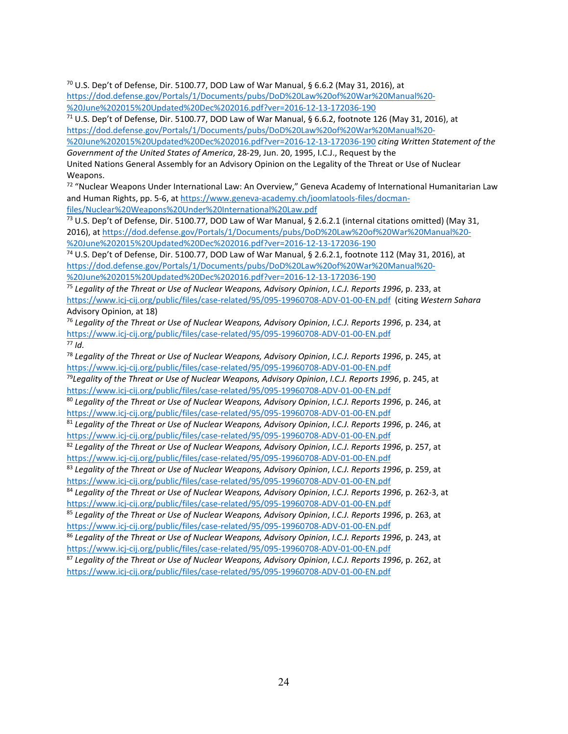[70] U.S. Dep't of Defense, Dir. 5100.77, DOD Law of War Manual, § 6.6.2 (May 31, 2016), at https://dod.defense.gov/Portals/1/Documents/pubs/DoD%20Law%20of%20War%20Manual%20-%20June%202015%20Updated%20Dec%202016.pdf?ver=2016-12-13-172036-190

[71] U.S. Dep't of Defense, Dir. 5100.77, DOD Law of War Manual, § 6.6.2, footnote 126 (May 31, 2016), at https://dod.defense.gov/Portals/1/Documents/pubs/DoD%20Law%20of%20War%20Manual%20-%20June%202015%20Updated%20Dec%202016.pdf?ver=2016-12-13-172036-190 *citing Written Statement of the Government of the United States of America*, 28-29, Jun. 20, 1995, I.C.J., Request by the United Nations General Assembly for an Advisory Opinion on the Legality of the Threat or Use of Nuclear Weapons.

[72] "Nuclear Weapons Under International Law: An Overview," Geneva Academy of International Humanitarian Law and Human Rights, pp. 5-6, at https://www.geneva-academy.ch/joomlatools-files/docman-files/Nuclear%20Weapons%20Under%20International%20Law.pdf

[73] U.S. Dep't of Defense, Dir. 5100.77, DOD Law of War Manual, § 2.6.2.1 (internal citations omitted) (May 31, 2016), at https://dod.defense.gov/Portals/1/Documents/pubs/DoD%20Law%20of%20War%20Manual%20-%20June%202015%20Updated%20Dec%202016.pdf?ver=2016-12-13-172036-190

[74] U.S. Dep't of Defense, Dir. 5100.77, DOD Law of War Manual, § 2.6.2.1, footnote 112 (May 31, 2016), at https://dod.defense.gov/Portals/1/Documents/pubs/DoD%20Law%20of%20War%20Manual%20-%20June%202015%20Updated%20Dec%202016.pdf?ver=2016-12-13-172036-190

[75] *Legality of the Threat or Use of Nuclear Weapons, Advisory Opinion*, *I.C.J. Reports 1996*, p. 233, at https://www.icj-cij.org/public/files/case-related/95/095-19960708-ADV-01-00-EN.pdf (citing *Western Sahara* Advisory Opinion, at 18)

[76] *Legality of the Threat or Use of Nuclear Weapons, Advisory Opinion*, *I.C.J. Reports 1996*, p. 234, at https://www.icj-cij.org/public/files/case-related/95/095-19960708-ADV-01-00-EN.pdf

[77] *Id.*

[78] *Legality of the Threat or Use of Nuclear Weapons, Advisory Opinion*, *I.C.J. Reports 1996*, p. 245, at https://www.icj-cij.org/public/files/case-related/95/095-19960708-ADV-01-00-EN.pdf

[79] *Legality of the Threat or Use of Nuclear Weapons, Advisory Opinion*, *I.C.J. Reports 1996*, p. 245, at https://www.icj-cij.org/public/files/case-related/95/095-19960708-ADV-01-00-EN.pdf

[80] *Legality of the Threat or Use of Nuclear Weapons, Advisory Opinion*, *I.C.J. Reports 1996*, p. 246, at https://www.icj-cij.org/public/files/case-related/95/095-19960708-ADV-01-00-EN.pdf

[81] *Legality of the Threat or Use of Nuclear Weapons, Advisory Opinion*, *I.C.J. Reports 1996*, p. 246, at https://www.icj-cij.org/public/files/case-related/95/095-19960708-ADV-01-00-EN.pdf

[82] *Legality of the Threat or Use of Nuclear Weapons, Advisory Opinion*, *I.C.J. Reports 1996*, p. 257, at https://www.icj-cij.org/public/files/case-related/95/095-19960708-ADV-01-00-EN.pdf

[83] *Legality of the Threat or Use of Nuclear Weapons, Advisory Opinion*, *I.C.J. Reports 1996*, p. 259, at https://www.icj-cij.org/public/files/case-related/95/095-19960708-ADV-01-00-EN.pdf

[84] *Legality of the Threat or Use of Nuclear Weapons, Advisory Opinion*, *I.C.J. Reports 1996*, p. 262-3, at https://www.icj-cij.org/public/files/case-related/95/095-19960708-ADV-01-00-EN.pdf

[85] *Legality of the Threat or Use of Nuclear Weapons, Advisory Opinion*, *I.C.J. Reports 1996*, p. 263, at https://www.icj-cij.org/public/files/case-related/95/095-19960708-ADV-01-00-EN.pdf

[86] *Legality of the Threat or Use of Nuclear Weapons, Advisory Opinion*, *I.C.J. Reports 1996*, p. 243, at https://www.icj-cij.org/public/files/case-related/95/095-19960708-ADV-01-00-EN.pdf

[87] *Legality of the Threat or Use of Nuclear Weapons, Advisory Opinion*, *I.C.J. Reports 1996*, p. 262, at https://www.icj-cij.org/public/files/case-related/95/095-19960708-ADV-01-00-EN.pdf